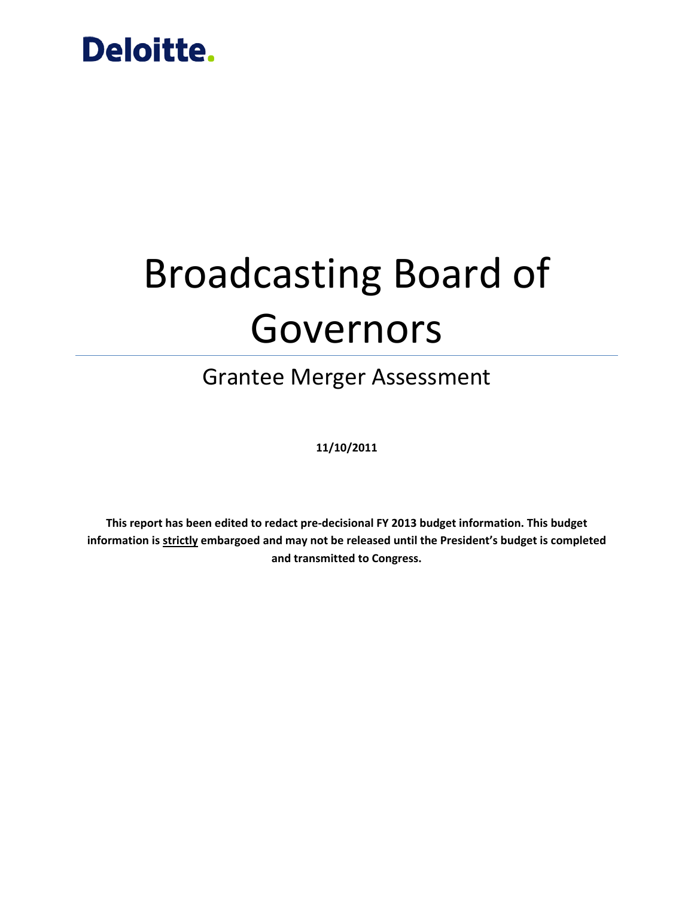Deloitte.

# Broadcasting Board of Governors

## Grantee Merger Assessment

**11/10/2011**

**This report has been edited to redact pre-decisional FY 2013 budget information. This budget information is strictly embargoed and may not be released until the President's budget is completed and transmitted to Congress.**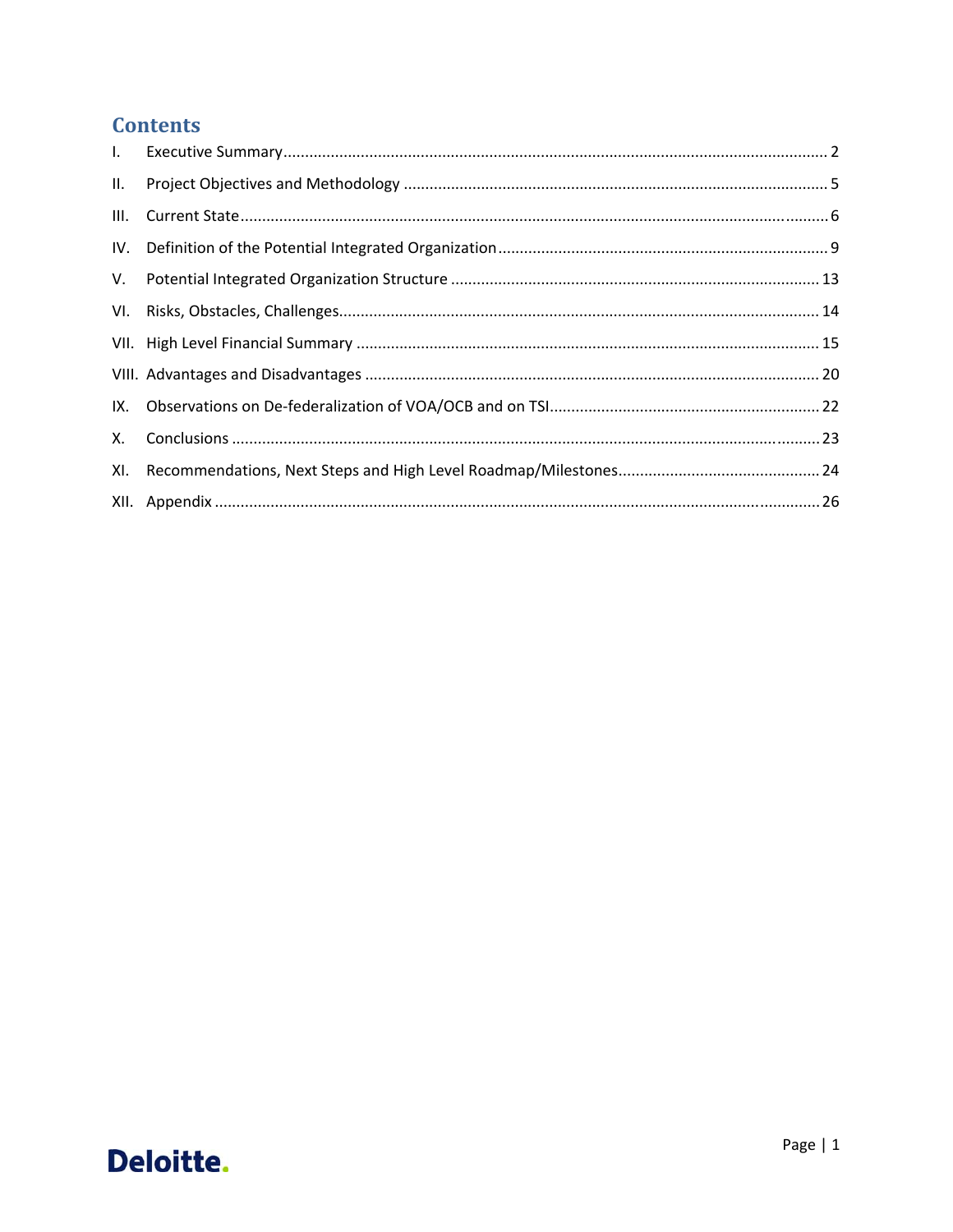## Contents

I. Executive Summary ... 2

II. Project Objectives and Methodology ... 5

III. Current State ... 6

IV. Definition of the Potential Integrated Organization ... 9

V. Potential Integrated Organization Structure ... 13

VI. Risks, Obstacles, Challenges ... 14

VII. High Level Financial Summary ... 15

VIII. Advantages and Disadvantages ... 20

IX. Observations on De-federalization of VOA/OCB and on TSI ... 22

X. Conclusions ... 23

XI. Recommendations, Next Steps and High Level Roadmap/Milestones ... 24

XII. Appendix ... 26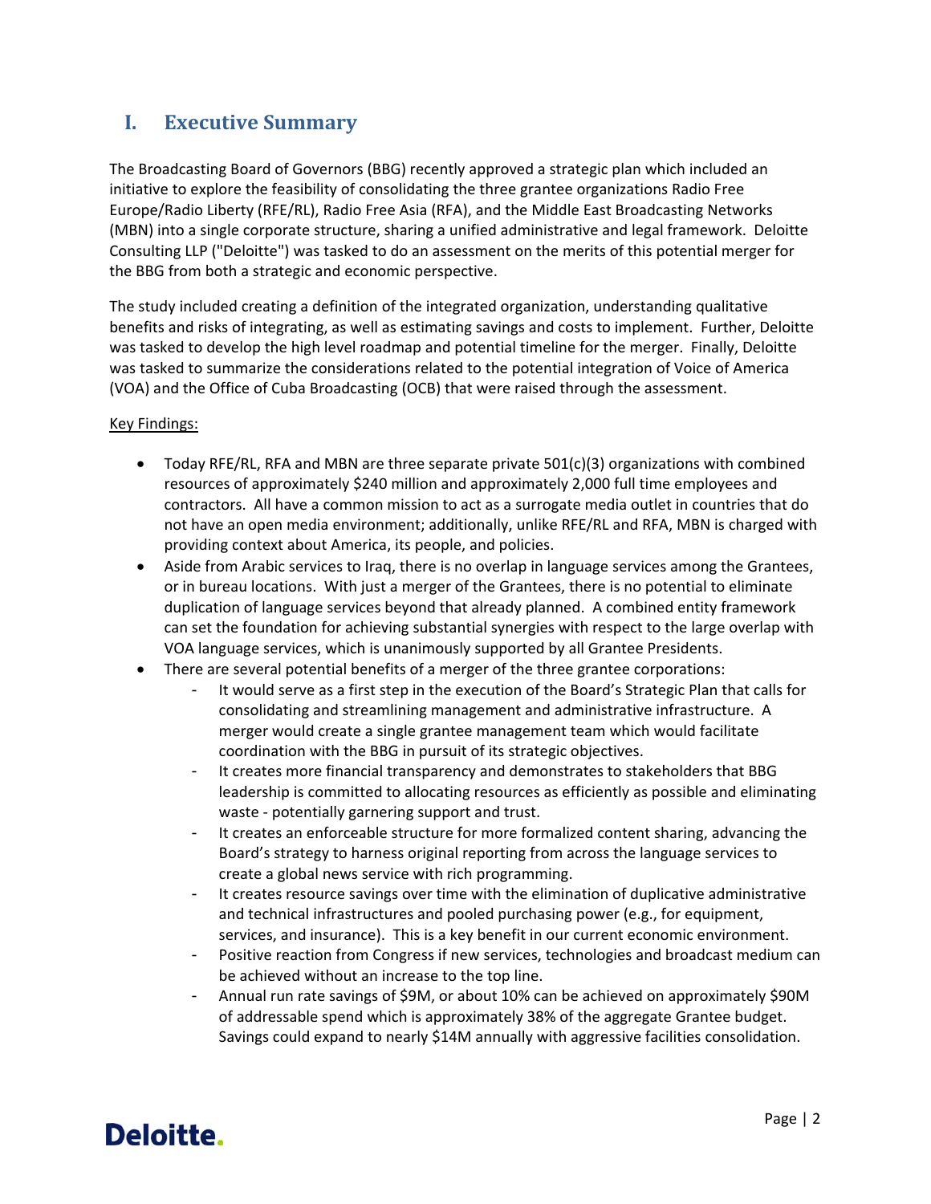## I. Executive Summary

The Broadcasting Board of Governors (BBG) recently approved a strategic plan which included an initiative to explore the feasibility of consolidating the three grantee organizations Radio Free Europe/Radio Liberty (RFE/RL), Radio Free Asia (RFA), and the Middle East Broadcasting Networks (MBN) into a single corporate structure, sharing a unified administrative and legal framework. Deloitte Consulting LLP ("Deloitte") was tasked to do an assessment on the merits of this potential merger for the BBG from both a strategic and economic perspective.

The study included creating a definition of the integrated organization, understanding qualitative benefits and risks of integrating, as well as estimating savings and costs to implement. Further, Deloitte was tasked to develop the high level roadmap and potential timeline for the merger. Finally, Deloitte was tasked to summarize the considerations related to the potential integration of Voice of America (VOA) and the Office of Cuba Broadcasting (OCB) that were raised through the assessment.

Key Findings:

- Today RFE/RL, RFA and MBN are three separate private 501(c)(3) organizations with combined resources of approximately $240 million and approximately 2,000 full time employees and contractors. All have a common mission to act as a surrogate media outlet in countries that do not have an open media environment; additionally, unlike RFE/RL and RFA, MBN is charged with providing context about America, its people, and policies.
- Aside from Arabic services to Iraq, there is no overlap in language services among the Grantees, or in bureau locations. With just a merger of the Grantees, there is no potential to eliminate duplication of language services beyond that already planned. A combined entity framework can set the foundation for achieving substantial synergies with respect to the large overlap with VOA language services, which is unanimously supported by all Grantee Presidents.
- There are several potential benefits of a merger of the three grantee corporations:
  - It would serve as a first step in the execution of the Board's Strategic Plan that calls for consolidating and streamlining management and administrative infrastructure. A merger would create a single grantee management team which would facilitate coordination with the BBG in pursuit of its strategic objectives.
  - It creates more financial transparency and demonstrates to stakeholders that BBG leadership is committed to allocating resources as efficiently as possible and eliminating waste - potentially garnering support and trust.
  - It creates an enforceable structure for more formalized content sharing, advancing the Board's strategy to harness original reporting from across the language services to create a global news service with rich programming.
  - It creates resource savings over time with the elimination of duplicative administrative and technical infrastructures and pooled purchasing power (e.g., for equipment, services, and insurance). This is a key benefit in our current economic environment.
  - Positive reaction from Congress if new services, technologies and broadcast medium can be achieved without an increase to the top line.
  - Annual run rate savings of $9M, or about 10% can be achieved on approximately $90M of addressable spend which is approximately 38% of the aggregate Grantee budget. Savings could expand to nearly $14M annually with aggressive facilities consolidation.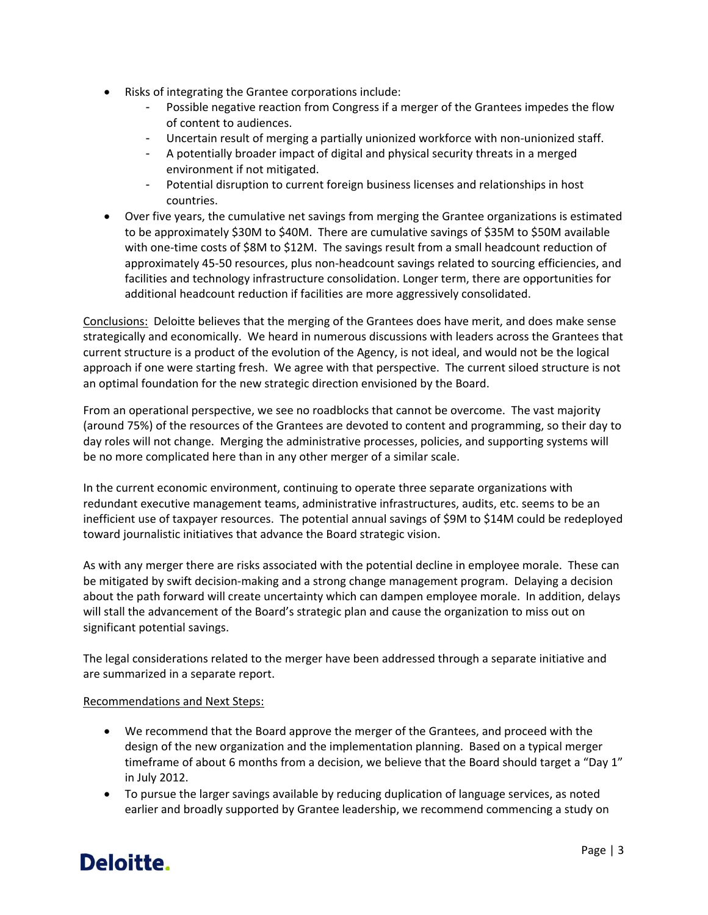- Risks of integrating the Grantee corporations include:
    - Possible negative reaction from Congress if a merger of the Grantees impedes the flow of content to audiences.
    - Uncertain result of merging a partially unionized workforce with non-unionized staff.
    - A potentially broader impact of digital and physical security threats in a merged environment if not mitigated.
    - Potential disruption to current foreign business licenses and relationships in host countries.
- Over five years, the cumulative net savings from merging the Grantee organizations is estimated to be approximately $30M to $40M. There are cumulative savings of $35M to $50M available with one-time costs of $8M to $12M. The savings result from a small headcount reduction of approximately 45-50 resources, plus non-headcount savings related to sourcing efficiencies, and facilities and technology infrastructure consolidation. Longer term, there are opportunities for additional headcount reduction if facilities are more aggressively consolidated.

Conclusions: Deloitte believes that the merging of the Grantees does have merit, and does make sense strategically and economically. We heard in numerous discussions with leaders across the Grantees that current structure is a product of the evolution of the Agency, is not ideal, and would not be the logical approach if one were starting fresh. We agree with that perspective. The current siloed structure is not an optimal foundation for the new strategic direction envisioned by the Board.

From an operational perspective, we see no roadblocks that cannot be overcome. The vast majority (around 75%) of the resources of the Grantees are devoted to content and programming, so their day to day roles will not change. Merging the administrative processes, policies, and supporting systems will be no more complicated here than in any other merger of a similar scale.

In the current economic environment, continuing to operate three separate organizations with redundant executive management teams, administrative infrastructures, audits, etc. seems to be an inefficient use of taxpayer resources. The potential annual savings of $9M to $14M could be redeployed toward journalistic initiatives that advance the Board strategic vision.

As with any merger there are risks associated with the potential decline in employee morale. These can be mitigated by swift decision-making and a strong change management program. Delaying a decision about the path forward will create uncertainty which can dampen employee morale. In addition, delays will stall the advancement of the Board's strategic plan and cause the organization to miss out on significant potential savings.

The legal considerations related to the merger have been addressed through a separate initiative and are summarized in a separate report.

Recommendations and Next Steps:

- We recommend that the Board approve the merger of the Grantees, and proceed with the design of the new organization and the implementation planning. Based on a typical merger timeframe of about 6 months from a decision, we believe that the Board should target a "Day 1" in July 2012.
- To pursue the larger savings available by reducing duplication of language services, as noted earlier and broadly supported by Grantee leadership, we recommend commencing a study on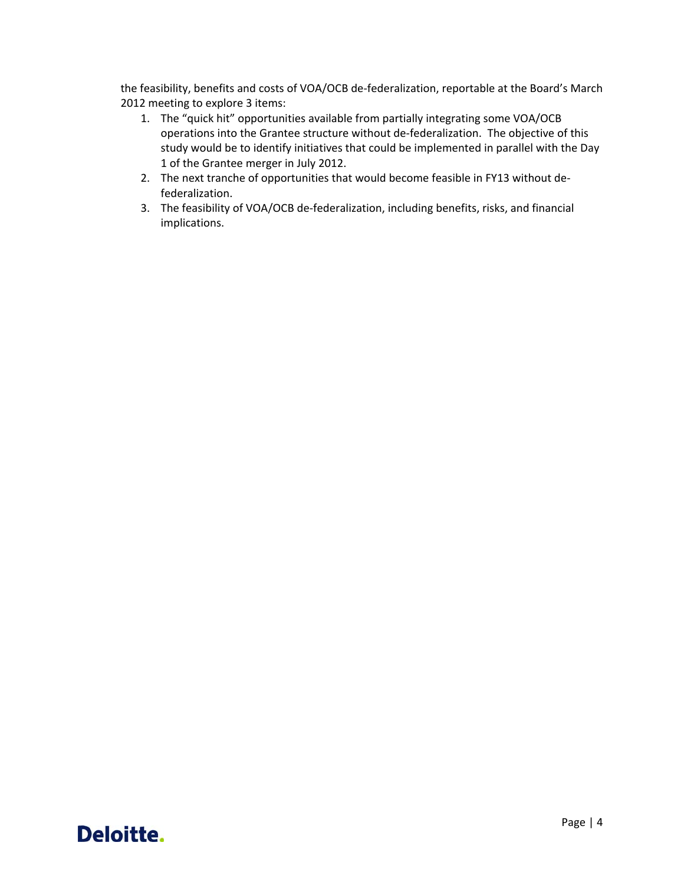the feasibility, benefits and costs of VOA/OCB de-federalization, reportable at the Board's March 2012 meeting to explore 3 items:

1. The "quick hit" opportunities available from partially integrating some VOA/OCB operations into the Grantee structure without de-federalization. The objective of this study would be to identify initiatives that could be implemented in parallel with the Day 1 of the Grantee merger in July 2012.
2. The next tranche of opportunities that would become feasible in FY13 without de-federalization.
3. The feasibility of VOA/OCB de-federalization, including benefits, risks, and financial implications.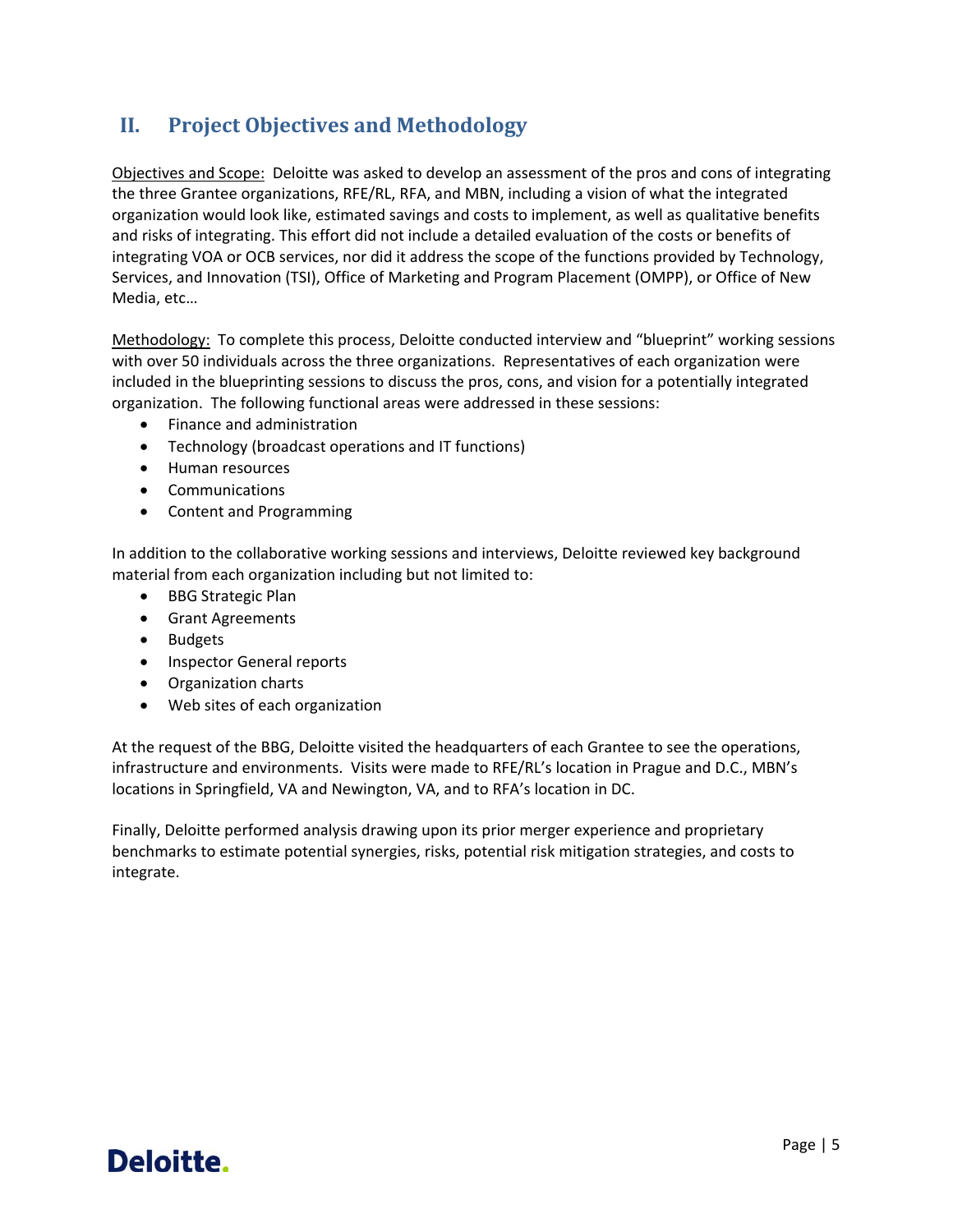## II. Project Objectives and Methodology

Objectives and Scope: Deloitte was asked to develop an assessment of the pros and cons of integrating the three Grantee organizations, RFE/RL, RFA, and MBN, including a vision of what the integrated organization would look like, estimated savings and costs to implement, as well as qualitative benefits and risks of integrating. This effort did not include a detailed evaluation of the costs or benefits of integrating VOA or OCB services, nor did it address the scope of the functions provided by Technology, Services, and Innovation (TSI), Office of Marketing and Program Placement (OMPP), or Office of New Media, etc…

Methodology: To complete this process, Deloitte conducted interview and "blueprint" working sessions with over 50 individuals across the three organizations. Representatives of each organization were included in the blueprinting sessions to discuss the pros, cons, and vision for a potentially integrated organization. The following functional areas were addressed in these sessions:

- Finance and administration
- Technology (broadcast operations and IT functions)
- Human resources
- Communications
- Content and Programming

In addition to the collaborative working sessions and interviews, Deloitte reviewed key background material from each organization including but not limited to:

- BBG Strategic Plan
- Grant Agreements
- Budgets
- Inspector General reports
- Organization charts
- Web sites of each organization

At the request of the BBG, Deloitte visited the headquarters of each Grantee to see the operations, infrastructure and environments. Visits were made to RFE/RL's location in Prague and D.C., MBN's locations in Springfield, VA and Newington, VA, and to RFA's location in DC.

Finally, Deloitte performed analysis drawing upon its prior merger experience and proprietary benchmarks to estimate potential synergies, risks, potential risk mitigation strategies, and costs to integrate.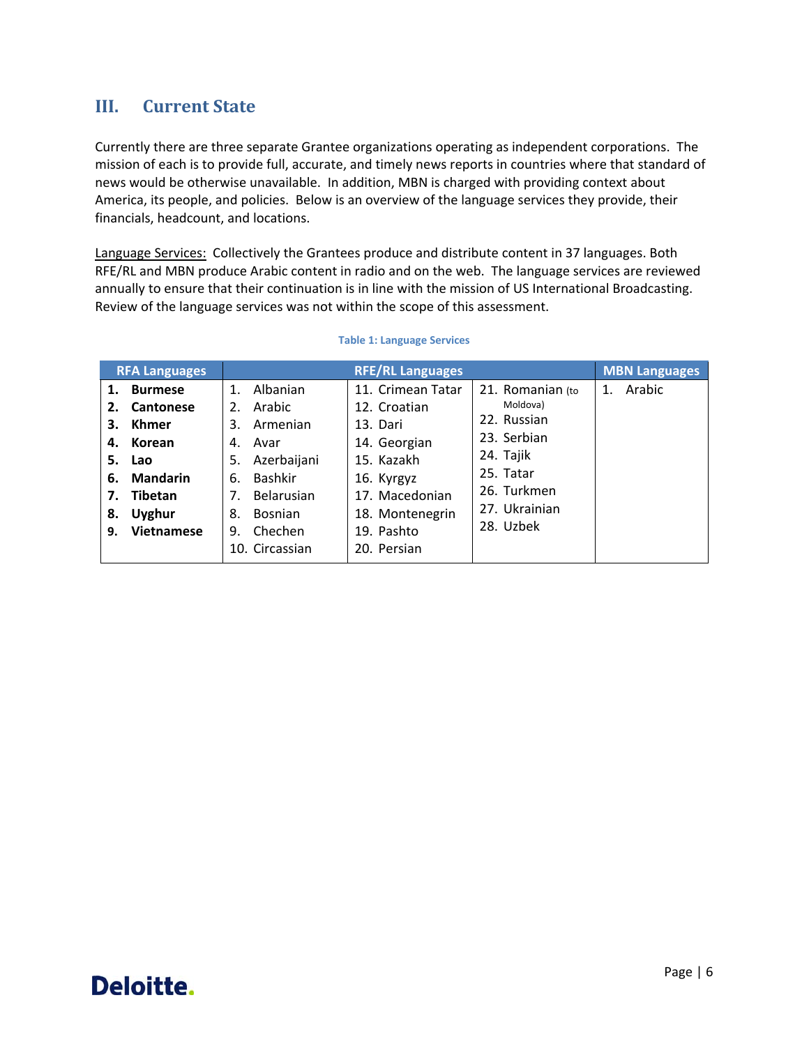## III. Current State

Currently there are three separate Grantee organizations operating as independent corporations. The mission of each is to provide full, accurate, and timely news reports in countries where that standard of news would be otherwise unavailable. In addition, MBN is charged with providing context about America, its people, and policies. Below is an overview of the language services they provide, their financials, headcount, and locations.

Language Services: Collectively the Grantees produce and distribute content in 37 languages. Both RFE/RL and MBN produce Arabic content in radio and on the web. The language services are reviewed annually to ensure that their continuation is in line with the mission of US International Broadcasting. Review of the language services was not within the scope of this assessment.

**Table 1: Language Services**

| RFA Languages | RFE/RL Languages | | | MBN Languages |
|---|---|---|---|---|
| **1. Burmese** | 1. Albanian | 11. Crimean Tatar | 21. Romanian (to Moldova) | 1. Arabic |
| **2. Cantonese** | 2. Arabic | 12. Croatian | 22. Russian | |
| **3. Khmer** | 3. Armenian | 13. Dari | 23. Serbian | |
| **4. Korean** | 4. Avar | 14. Georgian | 24. Tajik | |
| **5. Lao** | 5. Azerbaijani | 15. Kazakh | 25. Tatar | |
| **6. Mandarin** | 6. Bashkir | 16. Kyrgyz | 26. Turkmen | |
| **7. Tibetan** | 7. Belarusian | 17. Macedonian | 27. Ukrainian | |
| **8. Uyghur** | 8. Bosnian | 18. Montenegrin | 28. Uzbek | |
| **9. Vietnamese** | 9. Chechen | 19. Pashto | | |
| | 10. Circassian | 20. Persian | | |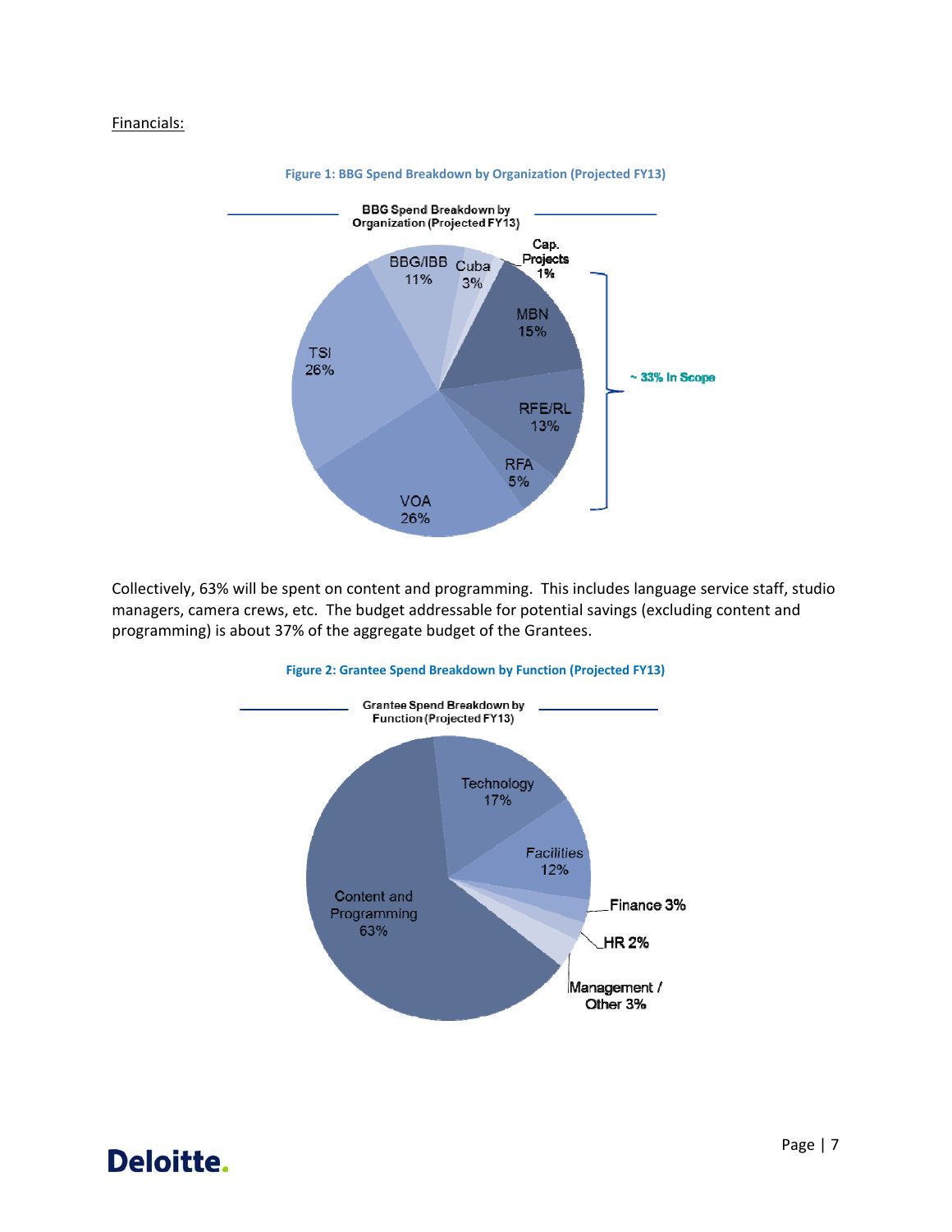Financials:

Figure 1: BBG Spend Breakdown by Organization (Projected FY13)

Collectively, 63% will be spent on content and programming. This includes language service staff, studio managers, camera crews, etc. The budget addressable for potential savings (excluding content and programming) is about 37% of the aggregate budget of the Grantees.

Figure 2: Grantee Spend Breakdown by Function (Projected FY13)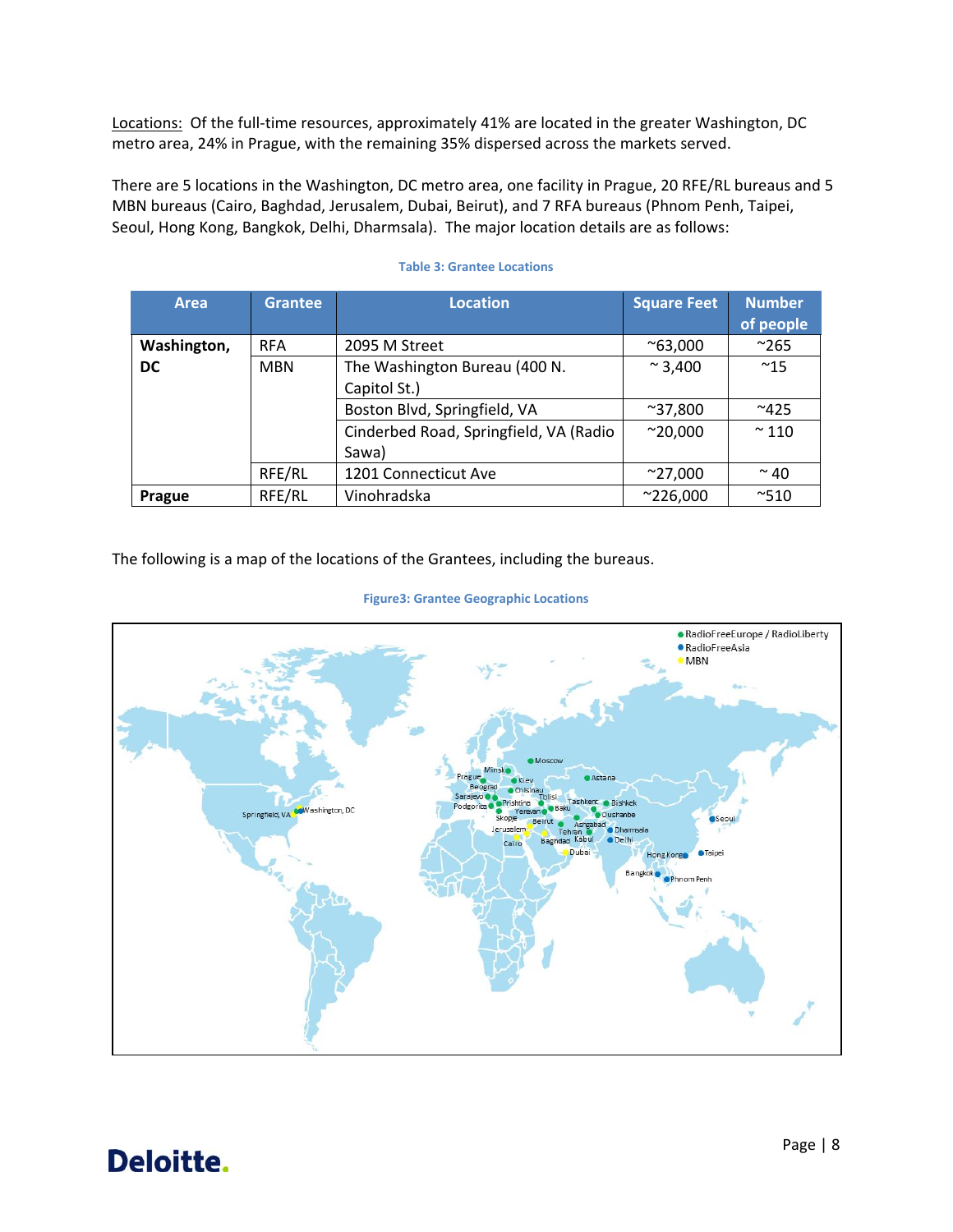Locations: Of the full-time resources, approximately 41% are located in the greater Washington, DC metro area, 24% in Prague, with the remaining 35% dispersed across the markets served.

There are 5 locations in the Washington, DC metro area, one facility in Prague, 20 RFE/RL bureaus and 5 MBN bureaus (Cairo, Baghdad, Jerusalem, Dubai, Beirut), and 7 RFA bureaus (Phnom Penh, Taipei, Seoul, Hong Kong, Bangkok, Delhi, Dharmsala). The major location details are as follows:

**Table 3: Grantee Locations**

| Area | Grantee | Location | Square Feet | Number of people |
|---|---|---|---|---|
| **Washington, DC** | RFA | 2095 M Street | ~63,000 | ~265 |
| | MBN | The Washington Bureau (400 N. Capitol St.) | ~ 3,400 | ~15 |
| | | Boston Blvd, Springfield, VA | ~37,800 | ~425 |
| | | Cinderbed Road, Springfield, VA (Radio Sawa) | ~20,000 | ~ 110 |
| | RFE/RL | 1201 Connecticut Ave | ~27,000 | ~ 40 |
| **Prague** | RFE/RL | Vinohradska | ~226,000 | ~510 |

The following is a map of the locations of the Grantees, including the bureaus.

**Figure3: Grantee Geographic Locations**

RadioFreeEurope / RadioLiberty
RadioFreeAsia
MBN

Springfield, VA
Washington, DC
Moscow
Minsk
Prague
Kiev
Beograd
Chisinau
Sarajevo
Tbilisi
Podgorica
Prishtina
Yerevan
Baku
Skopje
Beirut
Jerusalem
Cairo
Baghdad
Astana
Tashkent
Bishkek
Dushanbe
Ashgabad
Tehran
Kabul
Dubai
Dharmsala
Delhi
Seoul
Hong Kong
Taipei
Bangkok
Phnom Penh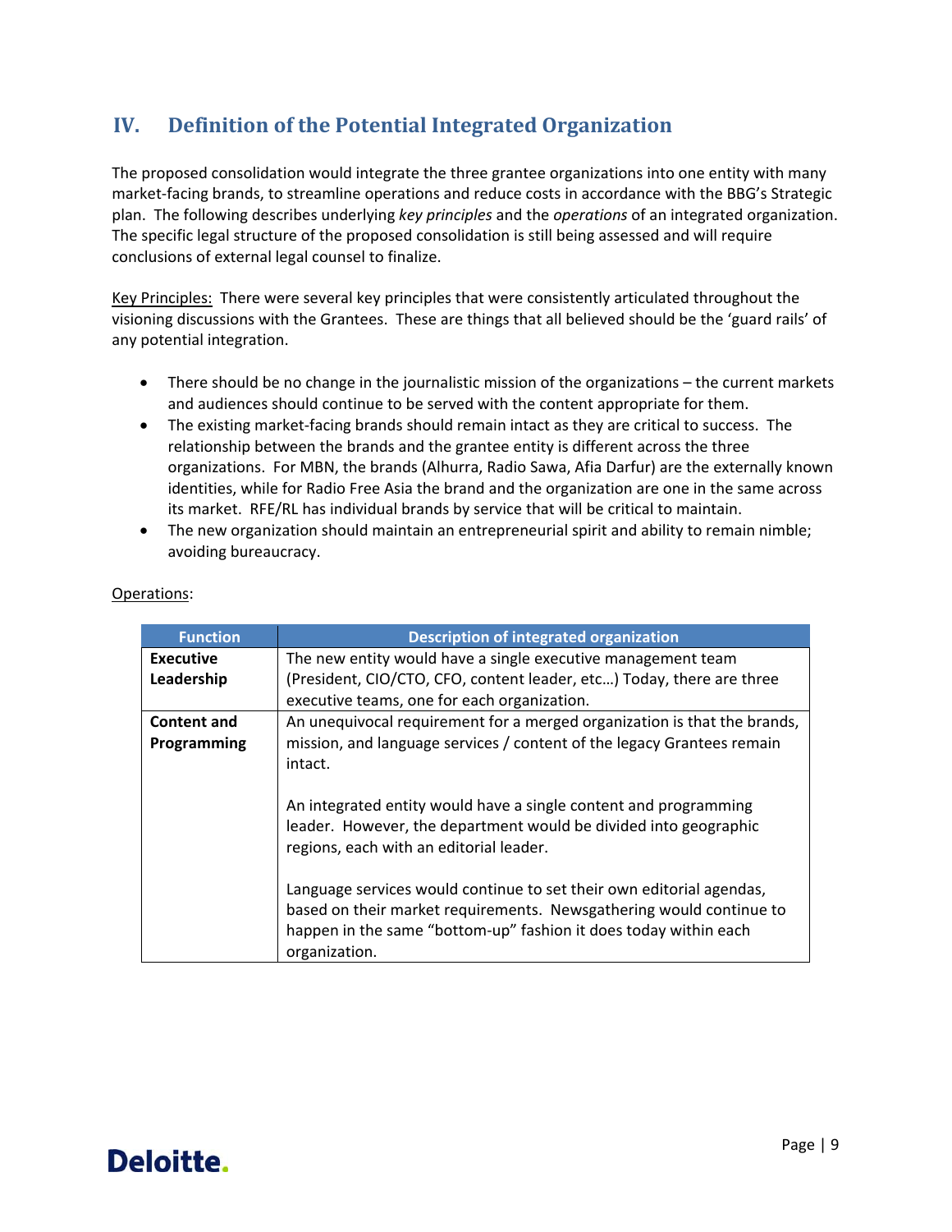## IV. Definition of the Potential Integrated Organization

The proposed consolidation would integrate the three grantee organizations into one entity with many market-facing brands, to streamline operations and reduce costs in accordance with the BBG's Strategic plan. The following describes underlying *key principles* and the *operations* of an integrated organization. The specific legal structure of the proposed consolidation is still being assessed and will require conclusions of external legal counsel to finalize.

Key Principles: There were several key principles that were consistently articulated throughout the visioning discussions with the Grantees. These are things that all believed should be the 'guard rails' of any potential integration.

- There should be no change in the journalistic mission of the organizations – the current markets and audiences should continue to be served with the content appropriate for them.
- The existing market-facing brands should remain intact as they are critical to success. The relationship between the brands and the grantee entity is different across the three organizations. For MBN, the brands (Alhurra, Radio Sawa, Afia Darfur) are the externally known identities, while for Radio Free Asia the brand and the organization are one in the same across its market. RFE/RL has individual brands by service that will be critical to maintain.
- The new organization should maintain an entrepreneurial spirit and ability to remain nimble; avoiding bureaucracy.

Operations:

| Function | Description of integrated organization |
|---|---|
| **Executive Leadership** | The new entity would have a single executive management team (President, CIO/CTO, CFO, content leader, etc…) Today, there are three executive teams, one for each organization. |
| **Content and Programming** | An unequivocal requirement for a merged organization is that the brands, mission, and language services / content of the legacy Grantees remain intact.<br><br>An integrated entity would have a single content and programming leader. However, the department would be divided into geographic regions, each with an editorial leader.<br><br>Language services would continue to set their own editorial agendas, based on their market requirements. Newsgathering would continue to happen in the same "bottom-up" fashion it does today within each organization. |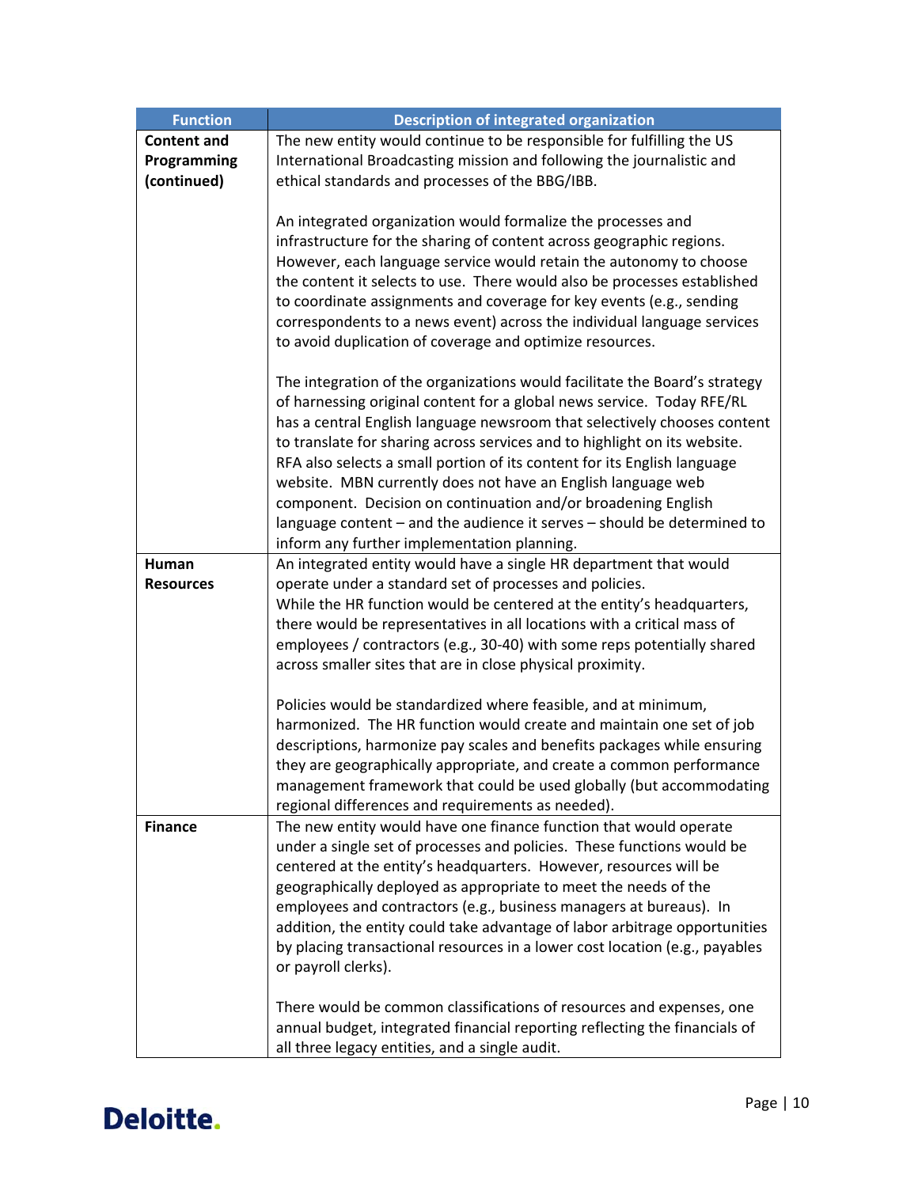| Function | Description of integrated organization |
|---|---|
| **Content and Programming (continued)** | The new entity would continue to be responsible for fulfilling the US International Broadcasting mission and following the journalistic and ethical standards and processes of the BBG/IBB.<br><br>An integrated organization would formalize the processes and infrastructure for the sharing of content across geographic regions. However, each language service would retain the autonomy to choose the content it selects to use. There would also be processes established to coordinate assignments and coverage for key events (e.g., sending correspondents to a news event) across the individual language services to avoid duplication of coverage and optimize resources.<br><br>The integration of the organizations would facilitate the Board's strategy of harnessing original content for a global news service. Today RFE/RL has a central English language newsroom that selectively chooses content to translate for sharing across services and to highlight on its website. RFA also selects a small portion of its content for its English language website. MBN currently does not have an English language web component. Decision on continuation and/or broadening English language content – and the audience it serves – should be determined to inform any further implementation planning. |
| **Human Resources** | An integrated entity would have a single HR department that would operate under a standard set of processes and policies.<br>While the HR function would be centered at the entity's headquarters, there would be representatives in all locations with a critical mass of employees / contractors (e.g., 30-40) with some reps potentially shared across smaller sites that are in close physical proximity.<br><br>Policies would be standardized where feasible, and at minimum, harmonized. The HR function would create and maintain one set of job descriptions, harmonize pay scales and benefits packages while ensuring they are geographically appropriate, and create a common performance management framework that could be used globally (but accommodating regional differences and requirements as needed). |
| **Finance** | The new entity would have one finance function that would operate under a single set of processes and policies. These functions would be centered at the entity's headquarters. However, resources will be geographically deployed as appropriate to meet the needs of the employees and contractors (e.g., business managers at bureaus). In addition, the entity could take advantage of labor arbitrage opportunities by placing transactional resources in a lower cost location (e.g., payables or payroll clerks).<br><br>There would be common classifications of resources and expenses, one annual budget, integrated financial reporting reflecting the financials of all three legacy entities, and a single audit. |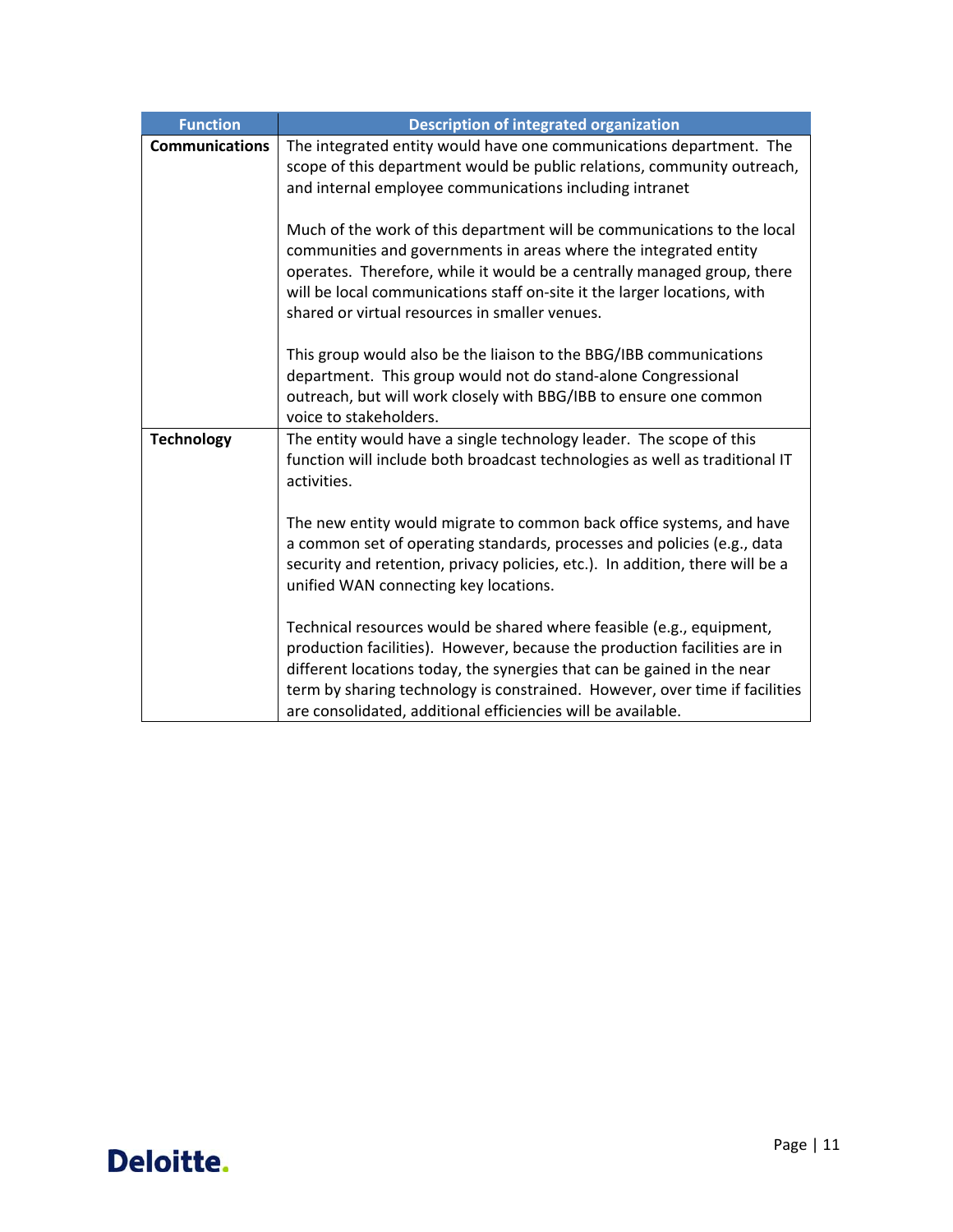| Function | Description of integrated organization |
| --- | --- |
| **Communications** | The integrated entity would have one communications department. The scope of this department would be public relations, community outreach, and internal employee communications including intranet<br><br>Much of the work of this department will be communications to the local communities and governments in areas where the integrated entity operates. Therefore, while it would be a centrally managed group, there will be local communications staff on-site it the larger locations, with shared or virtual resources in smaller venues.<br><br>This group would also be the liaison to the BBG/IBB communications department. This group would not do stand-alone Congressional outreach, but will work closely with BBG/IBB to ensure one common voice to stakeholders. |
| **Technology** | The entity would have a single technology leader. The scope of this function will include both broadcast technologies as well as traditional IT activities.<br><br>The new entity would migrate to common back office systems, and have a common set of operating standards, processes and policies (e.g., data security and retention, privacy policies, etc.). In addition, there will be a unified WAN connecting key locations.<br><br>Technical resources would be shared where feasible (e.g., equipment, production facilities). However, because the production facilities are in different locations today, the synergies that can be gained in the near term by sharing technology is constrained. However, over time if facilities are consolidated, additional efficiencies will be available. |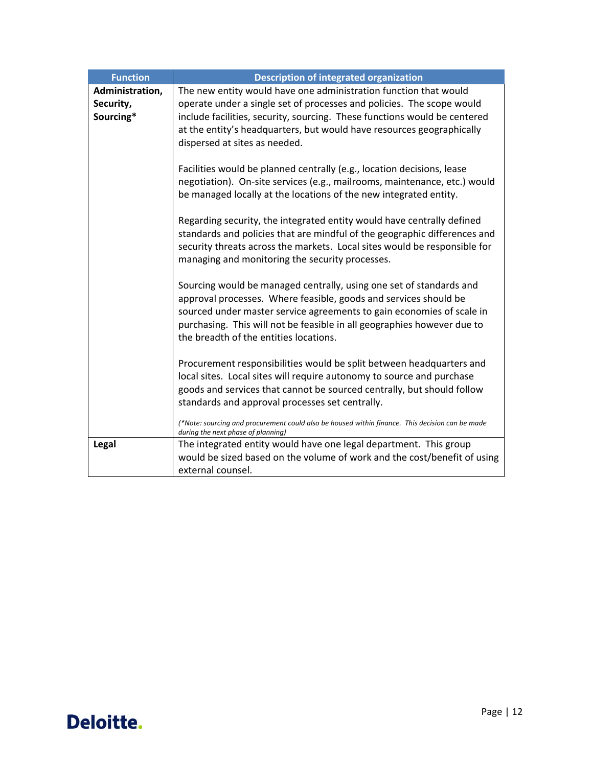| Function | Description of integrated organization |
|---|---|
| **Administration, Security, Sourcing*** | The new entity would have one administration function that would operate under a single set of processes and policies. The scope would include facilities, security, sourcing. These functions would be centered at the entity's headquarters, but would have resources geographically dispersed at sites as needed.<br><br>Facilities would be planned centrally (e.g., location decisions, lease negotiation). On-site services (e.g., mailrooms, maintenance, etc.) would be managed locally at the locations of the new integrated entity.<br><br>Regarding security, the integrated entity would have centrally defined standards and policies that are mindful of the geographic differences and security threats across the markets. Local sites would be responsible for managing and monitoring the security processes.<br><br>Sourcing would be managed centrally, using one set of standards and approval processes. Where feasible, goods and services should be sourced under master service agreements to gain economies of scale in purchasing. This will not be feasible in all geographies however due to the breadth of the entities locations.<br><br>Procurement responsibilities would be split between headquarters and local sites. Local sites will require autonomy to source and purchase goods and services that cannot be sourced centrally, but should follow standards and approval processes set centrally.<br><br>*(*Note: sourcing and procurement could also be housed within finance. This decision can be made during the next phase of planning)* |
| **Legal** | The integrated entity would have one legal department. This group would be sized based on the volume of work and the cost/benefit of using external counsel. |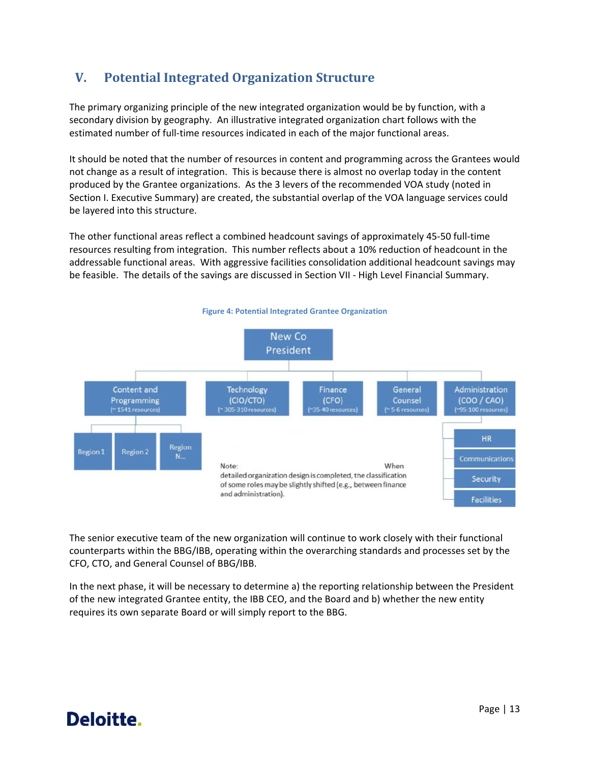## V. Potential Integrated Organization Structure

The primary organizing principle of the new integrated organization would be by function, with a secondary division by geography. An illustrative integrated organization chart follows with the estimated number of full-time resources indicated in each of the major functional areas.

It should be noted that the number of resources in content and programming across the Grantees would not change as a result of integration. This is because there is almost no overlap today in the content produced by the Grantee organizations. As the 3 levers of the recommended VOA study (noted in Section I. Executive Summary) are created, the substantial overlap of the VOA language services could be layered into this structure.

The other functional areas reflect a combined headcount savings of approximately 45-50 full-time resources resulting from integration. This number reflects about a 10% reduction of headcount in the addressable functional areas. With aggressive facilities consolidation additional headcount savings may be feasible. The details of the savings are discussed in Section VII - High Level Financial Summary.

**Figure 4: Potential Integrated Grantee Organization**

New Co President

Content and Programming (~1541 resources)

Region 1

Region 2

Region N...

Technology (CIO/CTO) (~305-310 resources)

Finance (CFO) (~35-40 resources)

General Counsel (~5-6 resources)

Administration (COO / CAO) (~95-100 resources)

HR

Communications

Security

Facilities

Note: When detailed organization design is completed, the classification of some roles may be slightly shifted (e.g., between finance and administration).

The senior executive team of the new organization will continue to work closely with their functional counterparts within the BBG/IBB, operating within the overarching standards and processes set by the CFO, CTO, and General Counsel of BBG/IBB.

In the next phase, it will be necessary to determine a) the reporting relationship between the President of the new integrated Grantee entity, the IBB CEO, and the Board and b) whether the new entity requires its own separate Board or will simply report to the BBG.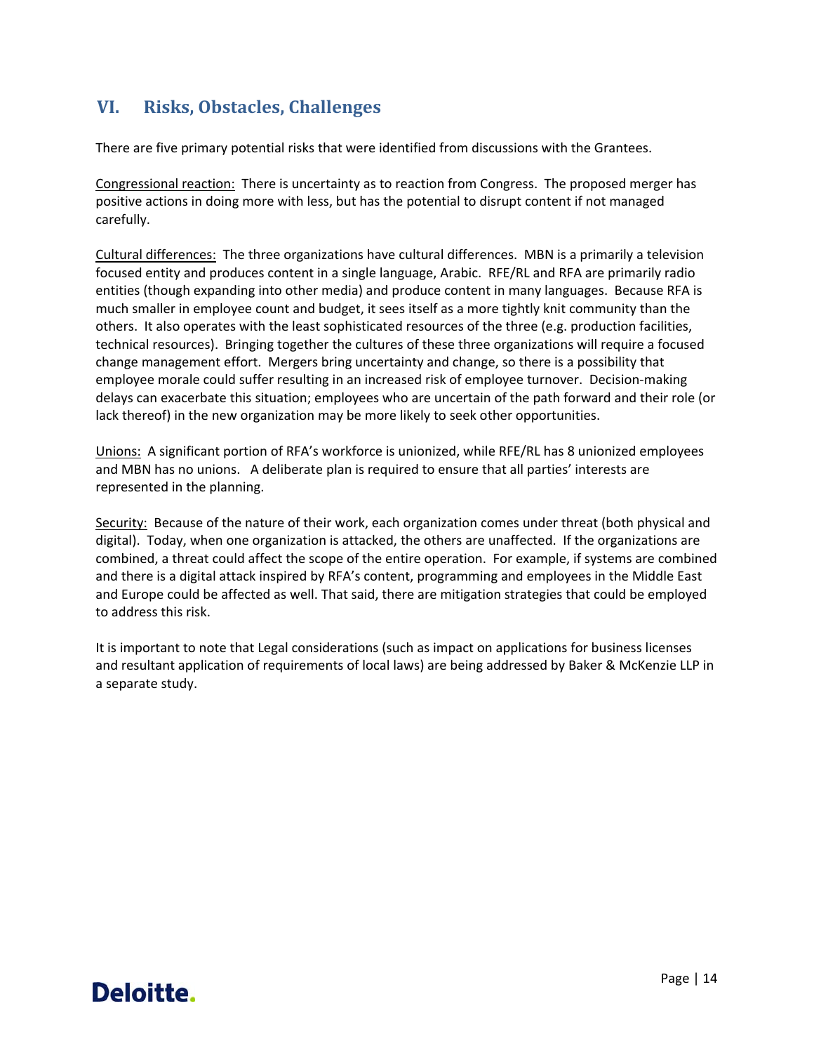## VI. Risks, Obstacles, Challenges

There are five primary potential risks that were identified from discussions with the Grantees.

<u>Congressional reaction:</u> There is uncertainty as to reaction from Congress. The proposed merger has positive actions in doing more with less, but has the potential to disrupt content if not managed carefully.

<u>Cultural differences:</u> The three organizations have cultural differences. MBN is a primarily a television focused entity and produces content in a single language, Arabic. RFE/RL and RFA are primarily radio entities (though expanding into other media) and produce content in many languages. Because RFA is much smaller in employee count and budget, it sees itself as a more tightly knit community than the others. It also operates with the least sophisticated resources of the three (e.g. production facilities, technical resources). Bringing together the cultures of these three organizations will require a focused change management effort. Mergers bring uncertainty and change, so there is a possibility that employee morale could suffer resulting in an increased risk of employee turnover. Decision-making delays can exacerbate this situation; employees who are uncertain of the path forward and their role (or lack thereof) in the new organization may be more likely to seek other opportunities.

<u>Unions:</u> A significant portion of RFA's workforce is unionized, while RFE/RL has 8 unionized employees and MBN has no unions. A deliberate plan is required to ensure that all parties' interests are represented in the planning.

<u>Security:</u> Because of the nature of their work, each organization comes under threat (both physical and digital). Today, when one organization is attacked, the others are unaffected. If the organizations are combined, a threat could affect the scope of the entire operation. For example, if systems are combined and there is a digital attack inspired by RFA's content, programming and employees in the Middle East and Europe could be affected as well. That said, there are mitigation strategies that could be employed to address this risk.

It is important to note that Legal considerations (such as impact on applications for business licenses and resultant application of requirements of local laws) are being addressed by Baker & McKenzie LLP in a separate study.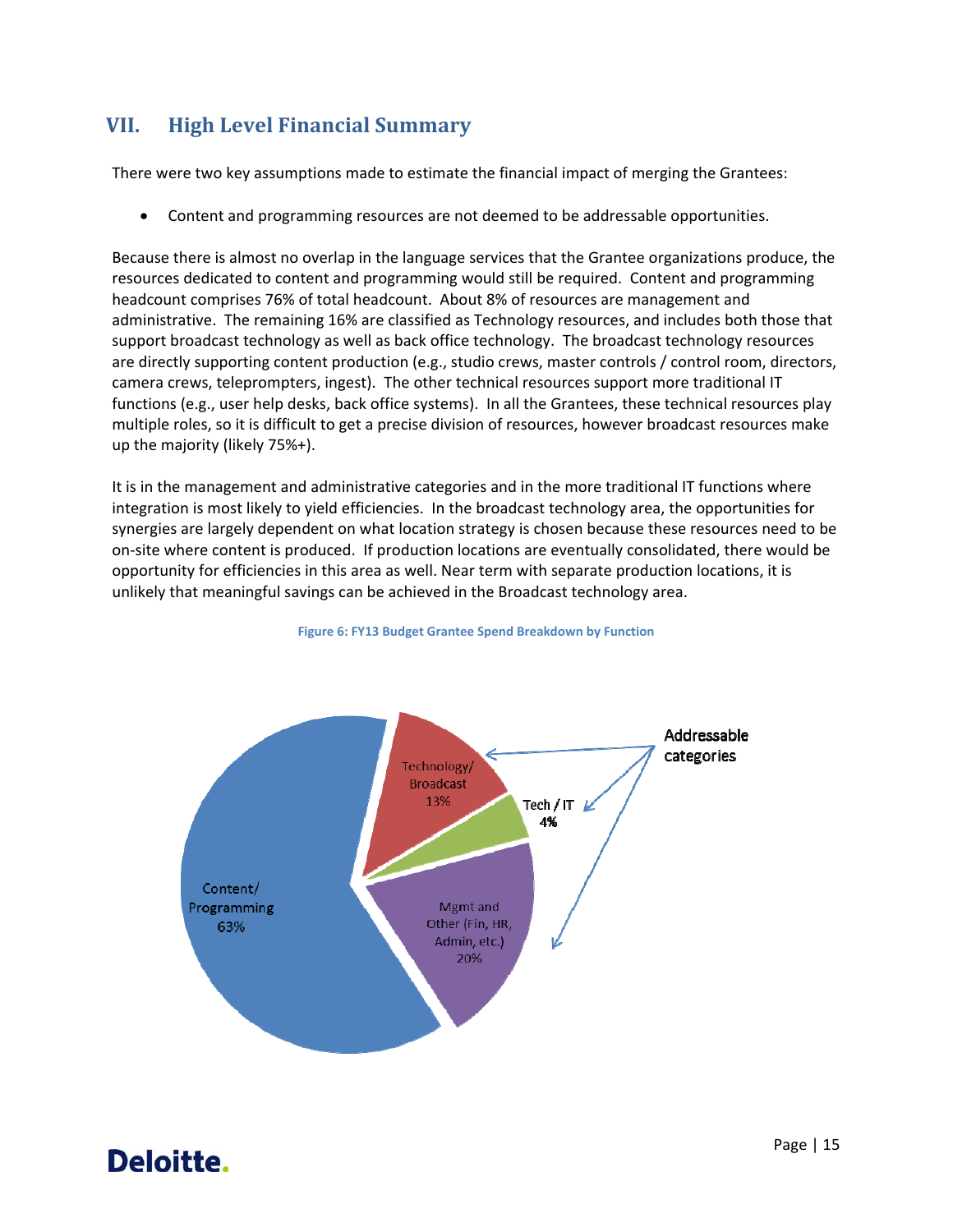## VII. High Level Financial Summary

There were two key assumptions made to estimate the financial impact of merging the Grantees:

- Content and programming resources are not deemed to be addressable opportunities.

Because there is almost no overlap in the language services that the Grantee organizations produce, the resources dedicated to content and programming would still be required. Content and programming headcount comprises 76% of total headcount. About 8% of resources are management and administrative. The remaining 16% are classified as Technology resources, and includes both those that support broadcast technology as well as back office technology. The broadcast technology resources are directly supporting content production (e.g., studio crews, master controls / control room, directors, camera crews, teleprompters, ingest). The other technical resources support more traditional IT functions (e.g., user help desks, back office systems). In all the Grantees, these technical resources play multiple roles, so it is difficult to get a precise division of resources, however broadcast resources make up the majority (likely 75%+).

It is in the management and administrative categories and in the more traditional IT functions where integration is most likely to yield efficiencies. In the broadcast technology area, the opportunities for synergies are largely dependent on what location strategy is chosen because these resources need to be on-site where content is produced. If production locations are eventually consolidated, there would be opportunity for efficiencies in this area as well. Near term with separate production locations, it is unlikely that meaningful savings can be achieved in the Broadcast technology area.

Figure 6: FY13 Budget Grantee Spend Breakdown by Function

Content/ Programming 63%

Technology/ Broadcast 13%

Tech / IT 4%

Mgmt and Other (Fin, HR, Admin, etc.) 20%

Addressable categories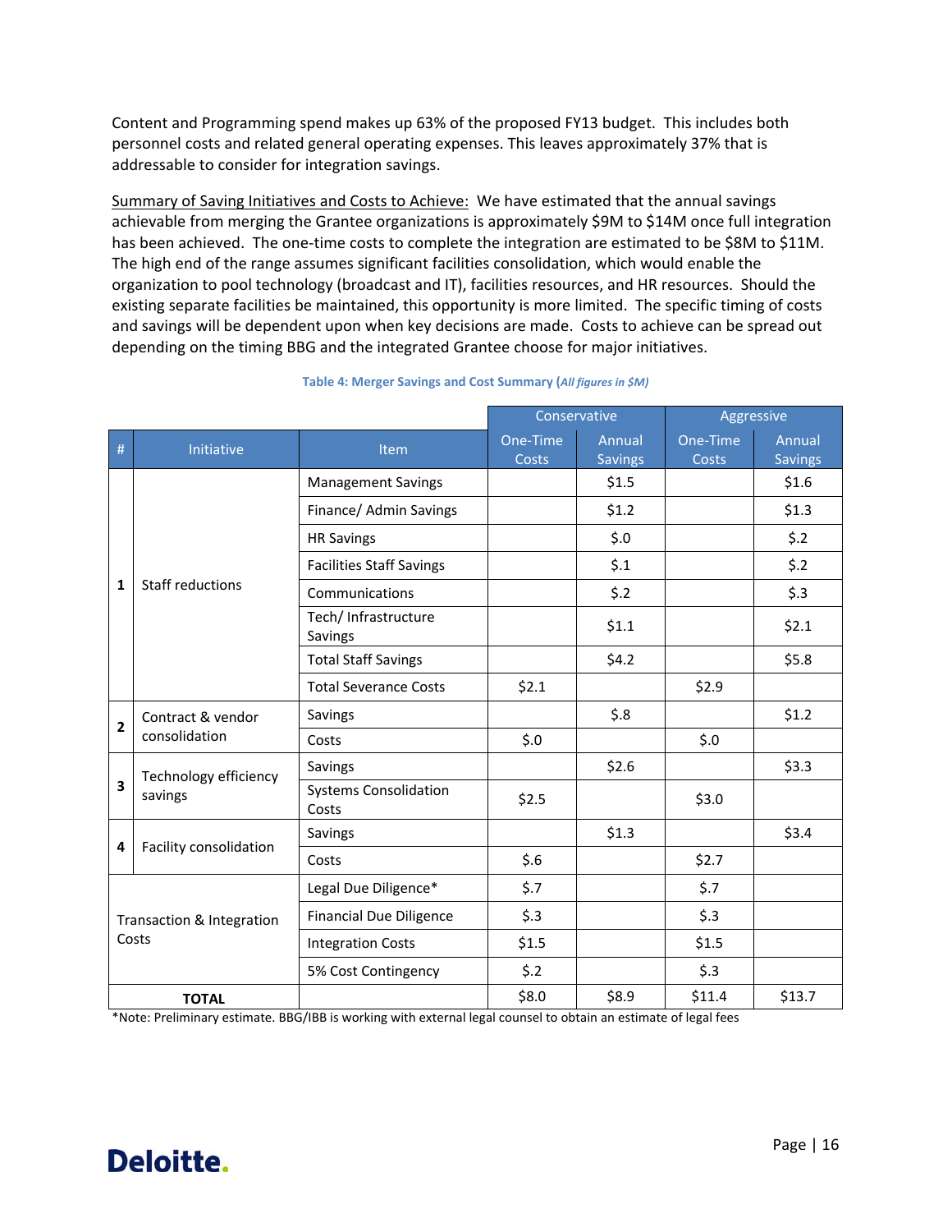Content and Programming spend makes up 63% of the proposed FY13 budget. This includes both personnel costs and related general operating expenses. This leaves approximately 37% that is addressable to consider for integration savings.

Summary of Saving Initiatives and Costs to Achieve: We have estimated that the annual savings achievable from merging the Grantee organizations is approximately $9M to $14M once full integration has been achieved. The one-time costs to complete the integration are estimated to be $8M to $11M. The high end of the range assumes significant facilities consolidation, which would enable the organization to pool technology (broadcast and IT), facilities resources, and HR resources. Should the existing separate facilities be maintained, this opportunity is more limited. The specific timing of costs and savings will be dependent upon when key decisions are made. Costs to achieve can be spread out depending on the timing BBG and the integrated Grantee choose for major initiatives.

**Table 4: Merger Savings and Cost Summary (*All figures in $M*)**

| | | | Conservative | | Aggressive | |
|---|---|---|---|---|---|---|
| # | Initiative | Item | One-Time Costs | Annual Savings | One-Time Costs | Annual Savings |
| 1 | Staff reductions | Management Savings | | $1.5 | | $1.6 |
| | | Finance/ Admin Savings | | $1.2 | | $1.3 |
| | | HR Savings | | $.0 | | $.2 |
| | | Facilities Staff Savings | | $.1 | | $.2 |
| | | Communications | | $.2 | | $.3 |
| | | Tech/ Infrastructure Savings | | $1.1 | | $2.1 |
| | | Total Staff Savings | | $4.2 | | $5.8 |
| | | Total Severance Costs | $2.1 | | $2.9 | |
| 2 | Contract & vendor consolidation | Savings | | $.8 | | $1.2 |
| | | Costs | $.0 | | $.0 | |
| 3 | Technology efficiency savings | Savings | | $2.6 | | $3.3 |
| | | Systems Consolidation Costs | $2.5 | | $3.0 | |
| 4 | Facility consolidation | Savings | | $1.3 | | $3.4 |
| | | Costs | $.6 | | $2.7 | |
| | Transaction & Integration Costs | Legal Due Diligence* | $.7 | | $.7 | |
| | | Financial Due Diligence | $.3 | | $.3 | |
| | | Integration Costs | $1.5 | | $1.5 | |
| | | 5% Cost Contingency | $.2 | | $.3 | |
| | **TOTAL** | | $8.0 | $8.9 | $11.4 | $13.7 |

*Note: Preliminary estimate. BBG/IBB is working with external legal counsel to obtain an estimate of legal fees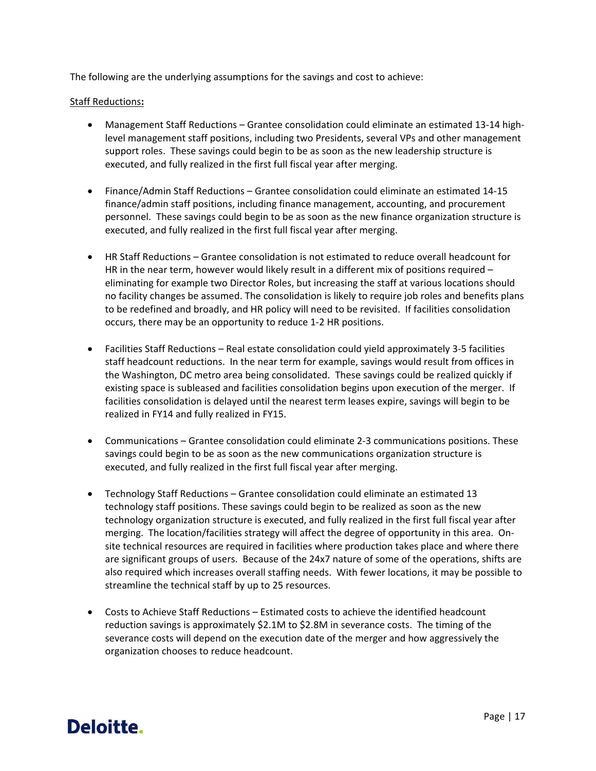The following are the underlying assumptions for the savings and cost to achieve:

Staff Reductions**:**

- Management Staff Reductions – Grantee consolidation could eliminate an estimated 13-14 high-level management staff positions, including two Presidents, several VPs and other management support roles. These savings could begin to be as soon as the new leadership structure is executed, and fully realized in the first full fiscal year after merging.

- Finance/Admin Staff Reductions – Grantee consolidation could eliminate an estimated 14-15 finance/admin staff positions, including finance management, accounting, and procurement personnel. These savings could begin to be as soon as the new finance organization structure is executed, and fully realized in the first full fiscal year after merging.

- HR Staff Reductions – Grantee consolidation is not estimated to reduce overall headcount for HR in the near term, however would likely result in a different mix of positions required – eliminating for example two Director Roles, but increasing the staff at various locations should no facility changes be assumed. The consolidation is likely to require job roles and benefits plans to be redefined and broadly, and HR policy will need to be revisited. If facilities consolidation occurs, there may be an opportunity to reduce 1-2 HR positions.

- Facilities Staff Reductions – Real estate consolidation could yield approximately 3-5 facilities staff headcount reductions. In the near term for example, savings would result from offices in the Washington, DC metro area being consolidated. These savings could be realized quickly if existing space is subleased and facilities consolidation begins upon execution of the merger. If facilities consolidation is delayed until the nearest term leases expire, savings will begin to be realized in FY14 and fully realized in FY15.

- Communications – Grantee consolidation could eliminate 2-3 communications positions. These savings could begin to be as soon as the new communications organization structure is executed, and fully realized in the first full fiscal year after merging.

- Technology Staff Reductions – Grantee consolidation could eliminate an estimated 13 technology staff positions. These savings could begin to be realized as soon as the new technology organization structure is executed, and fully realized in the first full fiscal year after merging. The location/facilities strategy will affect the degree of opportunity in this area. On-site technical resources are required in facilities where production takes place and where there are significant groups of users. Because of the 24x7 nature of some of the operations, shifts are also required which increases overall staffing needs. With fewer locations, it may be possible to streamline the technical staff by up to 25 resources.

- Costs to Achieve Staff Reductions – Estimated costs to achieve the identified headcount reduction savings is approximately $2.1M to $2.8M in severance costs. The timing of the severance costs will depend on the execution date of the merger and how aggressively the organization chooses to reduce headcount.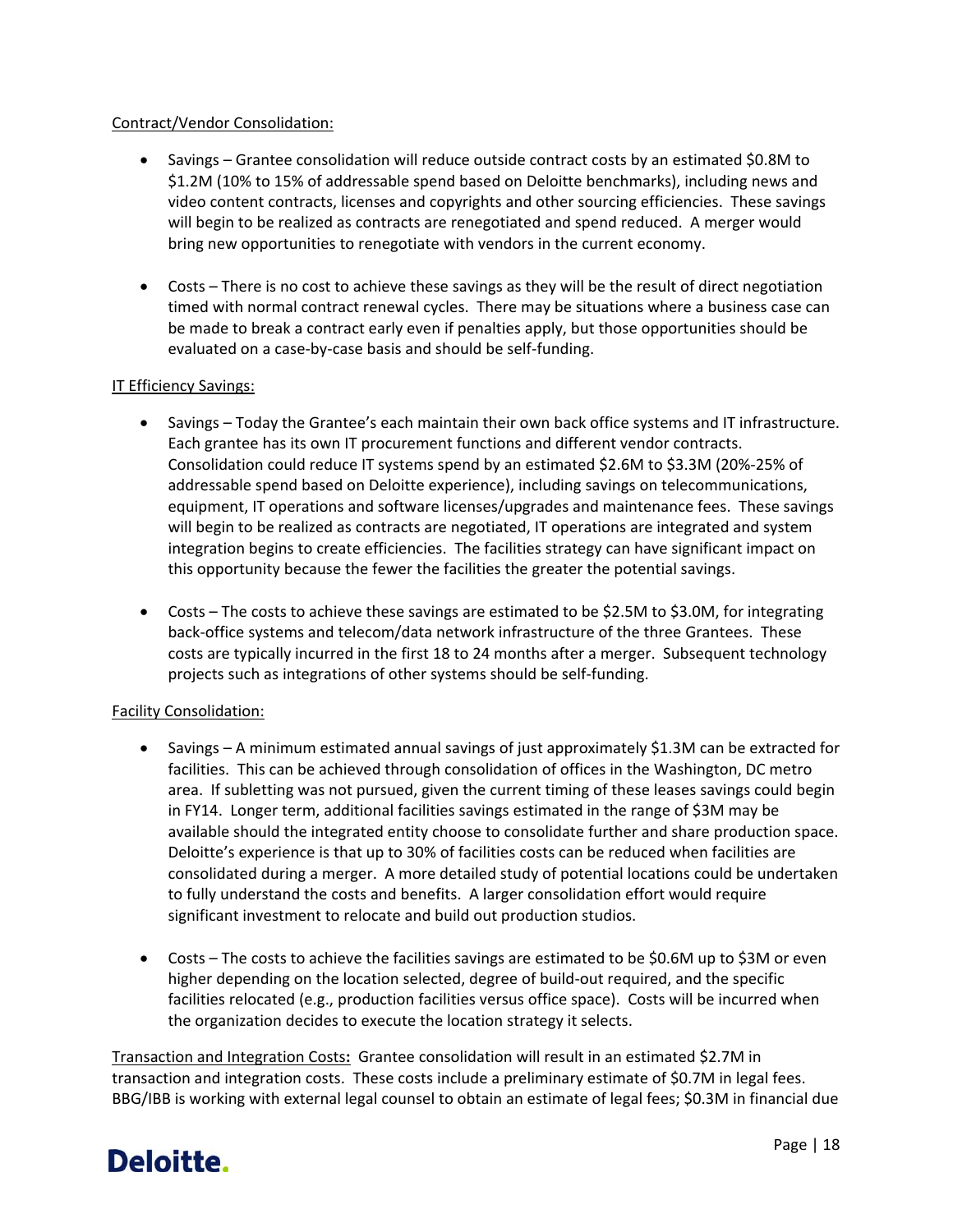Contract/Vendor Consolidation:

- Savings – Grantee consolidation will reduce outside contract costs by an estimated $0.8M to $1.2M (10% to 15% of addressable spend based on Deloitte benchmarks), including news and video content contracts, licenses and copyrights and other sourcing efficiencies. These savings will begin to be realized as contracts are renegotiated and spend reduced. A merger would bring new opportunities to renegotiate with vendors in the current economy.

- Costs – There is no cost to achieve these savings as they will be the result of direct negotiation timed with normal contract renewal cycles. There may be situations where a business case can be made to break a contract early even if penalties apply, but those opportunities should be evaluated on a case-by-case basis and should be self-funding.

IT Efficiency Savings:

- Savings – Today the Grantee's each maintain their own back office systems and IT infrastructure. Each grantee has its own IT procurement functions and different vendor contracts. Consolidation could reduce IT systems spend by an estimated $2.6M to $3.3M (20%-25% of addressable spend based on Deloitte experience), including savings on telecommunications, equipment, IT operations and software licenses/upgrades and maintenance fees. These savings will begin to be realized as contracts are negotiated, IT operations are integrated and system integration begins to create efficiencies. The facilities strategy can have significant impact on this opportunity because the fewer the facilities the greater the potential savings.

- Costs – The costs to achieve these savings are estimated to be $2.5M to $3.0M, for integrating back-office systems and telecom/data network infrastructure of the three Grantees. These costs are typically incurred in the first 18 to 24 months after a merger. Subsequent technology projects such as integrations of other systems should be self-funding.

Facility Consolidation:

- Savings – A minimum estimated annual savings of just approximately $1.3M can be extracted for facilities. This can be achieved through consolidation of offices in the Washington, DC metro area. If subletting was not pursued, given the current timing of these leases savings could begin in FY14. Longer term, additional facilities savings estimated in the range of $3M may be available should the integrated entity choose to consolidate further and share production space. Deloitte's experience is that up to 30% of facilities costs can be reduced when facilities are consolidated during a merger. A more detailed study of potential locations could be undertaken to fully understand the costs and benefits. A larger consolidation effort would require significant investment to relocate and build out production studios.

- Costs – The costs to achieve the facilities savings are estimated to be $0.6M up to $3M or even higher depending on the location selected, degree of build-out required, and the specific facilities relocated (e.g., production facilities versus office space). Costs will be incurred when the organization decides to execute the location strategy it selects.

Transaction and Integration Costs**:** Grantee consolidation will result in an estimated $2.7M in transaction and integration costs. These costs include a preliminary estimate of $0.7M in legal fees. BBG/IBB is working with external legal counsel to obtain an estimate of legal fees; $0.3M in financial due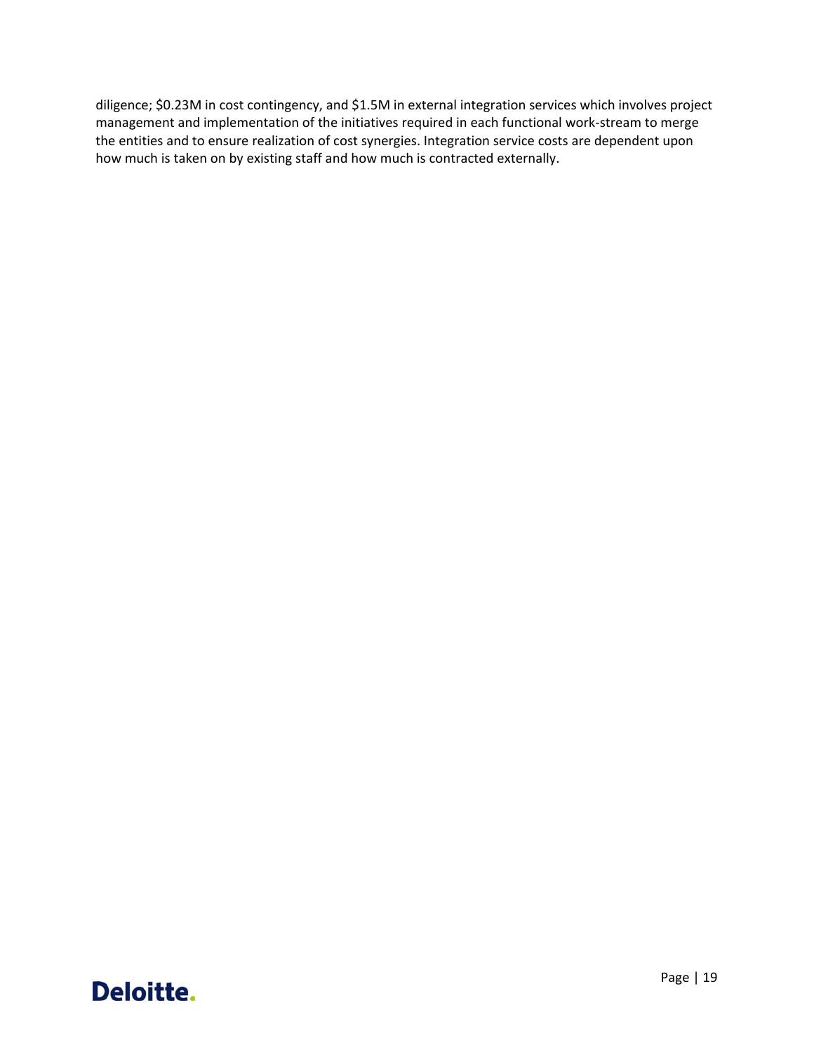diligence; $0.23M in cost contingency, and $1.5M in external integration services which involves project management and implementation of the initiatives required in each functional work-stream to merge the entities and to ensure realization of cost synergies. Integration service costs are dependent upon how much is taken on by existing staff and how much is contracted externally.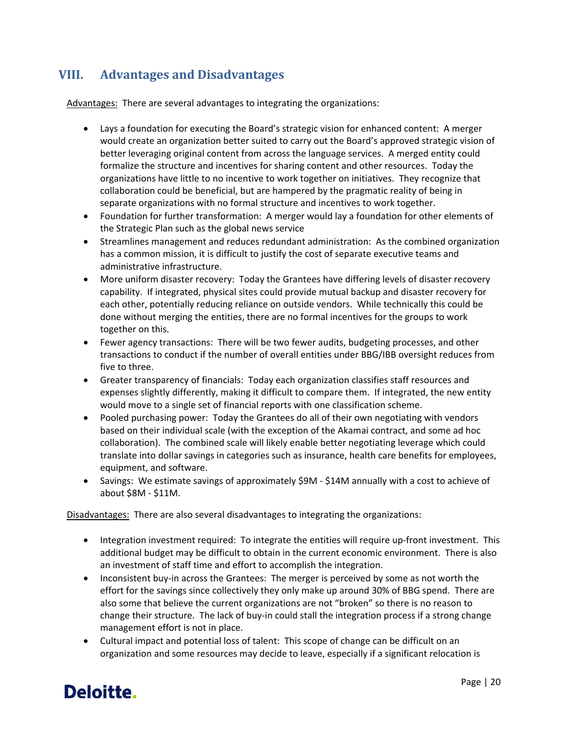## VIII. Advantages and Disadvantages

Advantages: There are several advantages to integrating the organizations:

- Lays a foundation for executing the Board's strategic vision for enhanced content: A merger would create an organization better suited to carry out the Board's approved strategic vision of better leveraging original content from across the language services. A merged entity could formalize the structure and incentives for sharing content and other resources. Today the organizations have little to no incentive to work together on initiatives. They recognize that collaboration could be beneficial, but are hampered by the pragmatic reality of being in separate organizations with no formal structure and incentives to work together.
- Foundation for further transformation: A merger would lay a foundation for other elements of the Strategic Plan such as the global news service
- Streamlines management and reduces redundant administration: As the combined organization has a common mission, it is difficult to justify the cost of separate executive teams and administrative infrastructure.
- More uniform disaster recovery: Today the Grantees have differing levels of disaster recovery capability. If integrated, physical sites could provide mutual backup and disaster recovery for each other, potentially reducing reliance on outside vendors. While technically this could be done without merging the entities, there are no formal incentives for the groups to work together on this.
- Fewer agency transactions: There will be two fewer audits, budgeting processes, and other transactions to conduct if the number of overall entities under BBG/IBB oversight reduces from five to three.
- Greater transparency of financials: Today each organization classifies staff resources and expenses slightly differently, making it difficult to compare them. If integrated, the new entity would move to a single set of financial reports with one classification scheme.
- Pooled purchasing power: Today the Grantees do all of their own negotiating with vendors based on their individual scale (with the exception of the Akamai contract, and some ad hoc collaboration). The combined scale will likely enable better negotiating leverage which could translate into dollar savings in categories such as insurance, health care benefits for employees, equipment, and software.
- Savings: We estimate savings of approximately \$9M - \$14M annually with a cost to achieve of about \$8M - \$11M.

Disadvantages: There are also several disadvantages to integrating the organizations:

- Integration investment required: To integrate the entities will require up-front investment. This additional budget may be difficult to obtain in the current economic environment. There is also an investment of staff time and effort to accomplish the integration.
- Inconsistent buy-in across the Grantees: The merger is perceived by some as not worth the effort for the savings since collectively they only make up around 30% of BBG spend. There are also some that believe the current organizations are not "broken" so there is no reason to change their structure. The lack of buy-in could stall the integration process if a strong change management effort is not in place.
- Cultural impact and potential loss of talent: This scope of change can be difficult on an organization and some resources may decide to leave, especially if a significant relocation is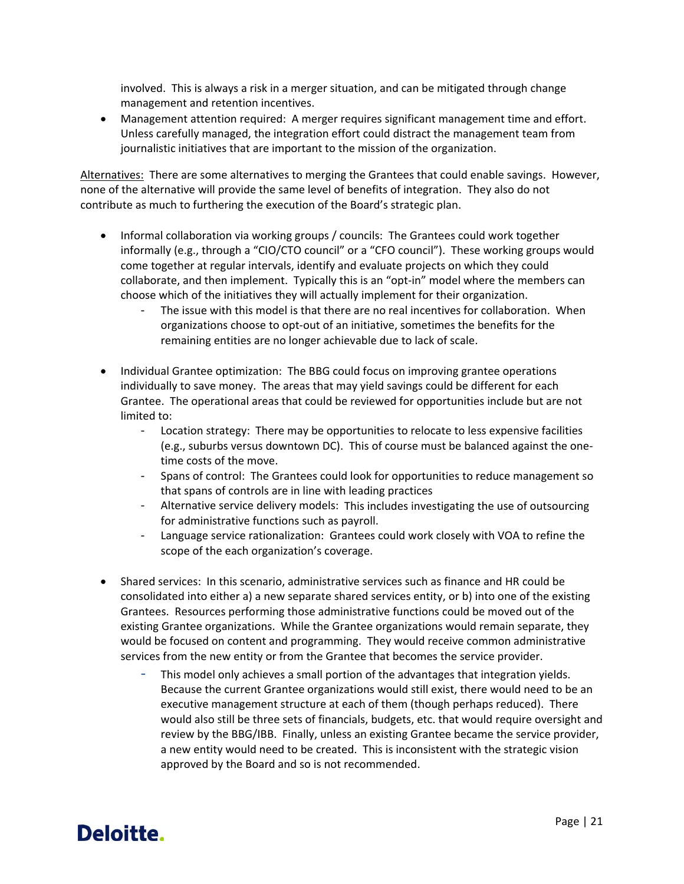involved. This is always a risk in a merger situation, and can be mitigated through change management and retention incentives.

- Management attention required: A merger requires significant management time and effort. Unless carefully managed, the integration effort could distract the management team from journalistic initiatives that are important to the mission of the organization.

Alternatives: There are some alternatives to merging the Grantees that could enable savings. However, none of the alternative will provide the same level of benefits of integration. They also do not contribute as much to furthering the execution of the Board's strategic plan.

- Informal collaboration via working groups / councils: The Grantees could work together informally (e.g., through a "CIO/CTO council" or a "CFO council"). These working groups would come together at regular intervals, identify and evaluate projects on which they could collaborate, and then implement. Typically this is an "opt-in" model where the members can choose which of the initiatives they will actually implement for their organization.
  - The issue with this model is that there are no real incentives for collaboration. When organizations choose to opt-out of an initiative, sometimes the benefits for the remaining entities are no longer achievable due to lack of scale.

- Individual Grantee optimization: The BBG could focus on improving grantee operations individually to save money. The areas that may yield savings could be different for each Grantee. The operational areas that could be reviewed for opportunities include but are not limited to:
  - Location strategy: There may be opportunities to relocate to less expensive facilities (e.g., suburbs versus downtown DC). This of course must be balanced against the one-time costs of the move.
  - Spans of control: The Grantees could look for opportunities to reduce management so that spans of controls are in line with leading practices
  - Alternative service delivery models: This includes investigating the use of outsourcing for administrative functions such as payroll.
  - Language service rationalization: Grantees could work closely with VOA to refine the scope of the each organization's coverage.

- Shared services: In this scenario, administrative services such as finance and HR could be consolidated into either a) a new separate shared services entity, or b) into one of the existing Grantees. Resources performing those administrative functions could be moved out of the existing Grantee organizations. While the Grantee organizations would remain separate, they would be focused on content and programming. They would receive common administrative services from the new entity or from the Grantee that becomes the service provider.
  - This model only achieves a small portion of the advantages that integration yields. Because the current Grantee organizations would still exist, there would need to be an executive management structure at each of them (though perhaps reduced). There would also still be three sets of financials, budgets, etc. that would require oversight and review by the BBG/IBB. Finally, unless an existing Grantee became the service provider, a new entity would need to be created. This is inconsistent with the strategic vision approved by the Board and so is not recommended.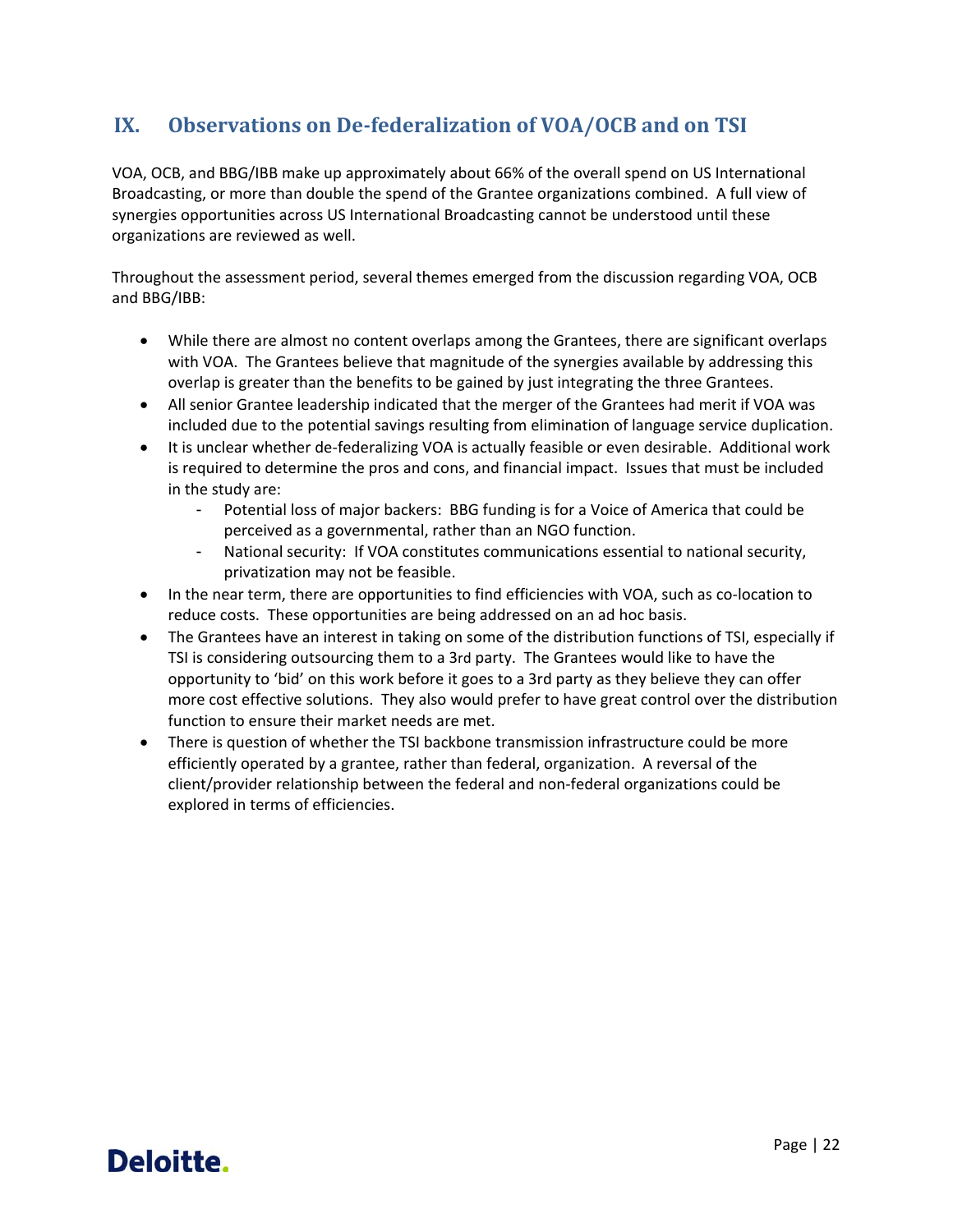# IX. Observations on De-federalization of VOA/OCB and on TSI

VOA, OCB, and BBG/IBB make up approximately about 66% of the overall spend on US International Broadcasting, or more than double the spend of the Grantee organizations combined. A full view of synergies opportunities across US International Broadcasting cannot be understood until these organizations are reviewed as well.

Throughout the assessment period, several themes emerged from the discussion regarding VOA, OCB and BBG/IBB:

- While there are almost no content overlaps among the Grantees, there are significant overlaps with VOA. The Grantees believe that magnitude of the synergies available by addressing this overlap is greater than the benefits to be gained by just integrating the three Grantees.
- All senior Grantee leadership indicated that the merger of the Grantees had merit if VOA was included due to the potential savings resulting from elimination of language service duplication.
- It is unclear whether de-federalizing VOA is actually feasible or even desirable. Additional work is required to determine the pros and cons, and financial impact. Issues that must be included in the study are:
  - Potential loss of major backers: BBG funding is for a Voice of America that could be perceived as a governmental, rather than an NGO function.
  - National security: If VOA constitutes communications essential to national security, privatization may not be feasible.
- In the near term, there are opportunities to find efficiencies with VOA, such as co-location to reduce costs. These opportunities are being addressed on an ad hoc basis.
- The Grantees have an interest in taking on some of the distribution functions of TSI, especially if TSI is considering outsourcing them to a 3rd party. The Grantees would like to have the opportunity to 'bid' on this work before it goes to a 3rd party as they believe they can offer more cost effective solutions. They also would prefer to have great control over the distribution function to ensure their market needs are met.
- There is question of whether the TSI backbone transmission infrastructure could be more efficiently operated by a grantee, rather than federal, organization. A reversal of the client/provider relationship between the federal and non-federal organizations could be explored in terms of efficiencies.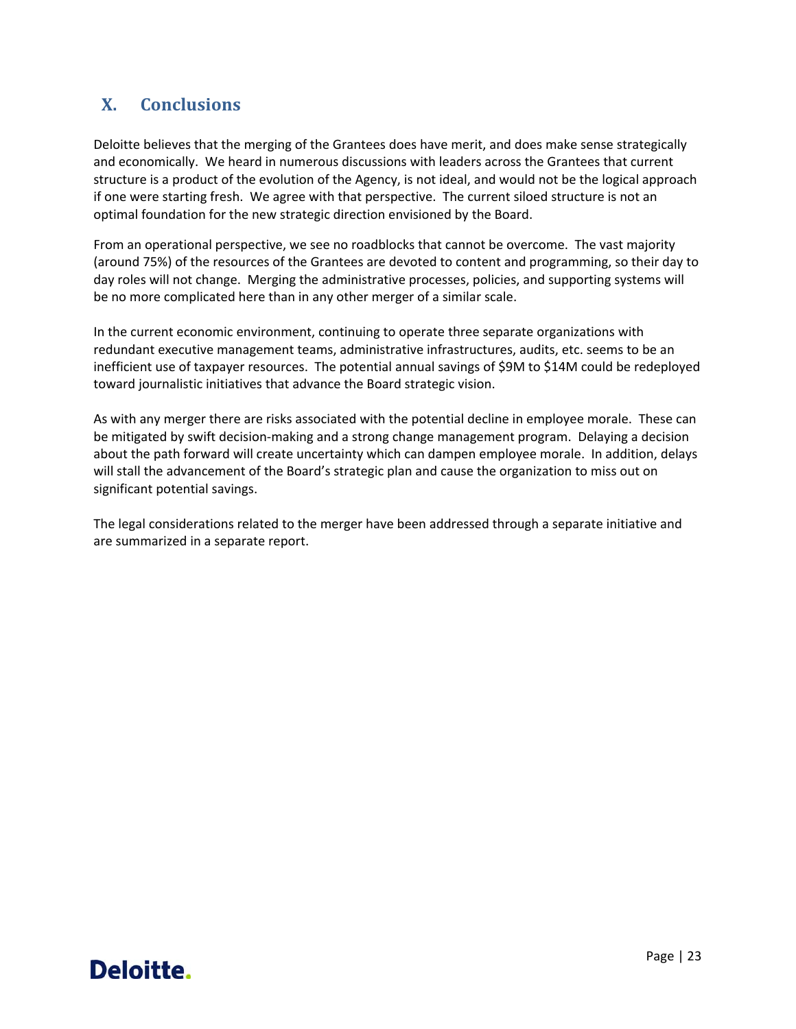## X. Conclusions

Deloitte believes that the merging of the Grantees does have merit, and does make sense strategically and economically. We heard in numerous discussions with leaders across the Grantees that current structure is a product of the evolution of the Agency, is not ideal, and would not be the logical approach if one were starting fresh. We agree with that perspective. The current siloed structure is not an optimal foundation for the new strategic direction envisioned by the Board.

From an operational perspective, we see no roadblocks that cannot be overcome. The vast majority (around 75%) of the resources of the Grantees are devoted to content and programming, so their day to day roles will not change. Merging the administrative processes, policies, and supporting systems will be no more complicated here than in any other merger of a similar scale.

In the current economic environment, continuing to operate three separate organizations with redundant executive management teams, administrative infrastructures, audits, etc. seems to be an inefficient use of taxpayer resources. The potential annual savings of $9M to $14M could be redeployed toward journalistic initiatives that advance the Board strategic vision.

As with any merger there are risks associated with the potential decline in employee morale. These can be mitigated by swift decision-making and a strong change management program. Delaying a decision about the path forward will create uncertainty which can dampen employee morale. In addition, delays will stall the advancement of the Board's strategic plan and cause the organization to miss out on significant potential savings.

The legal considerations related to the merger have been addressed through a separate initiative and are summarized in a separate report.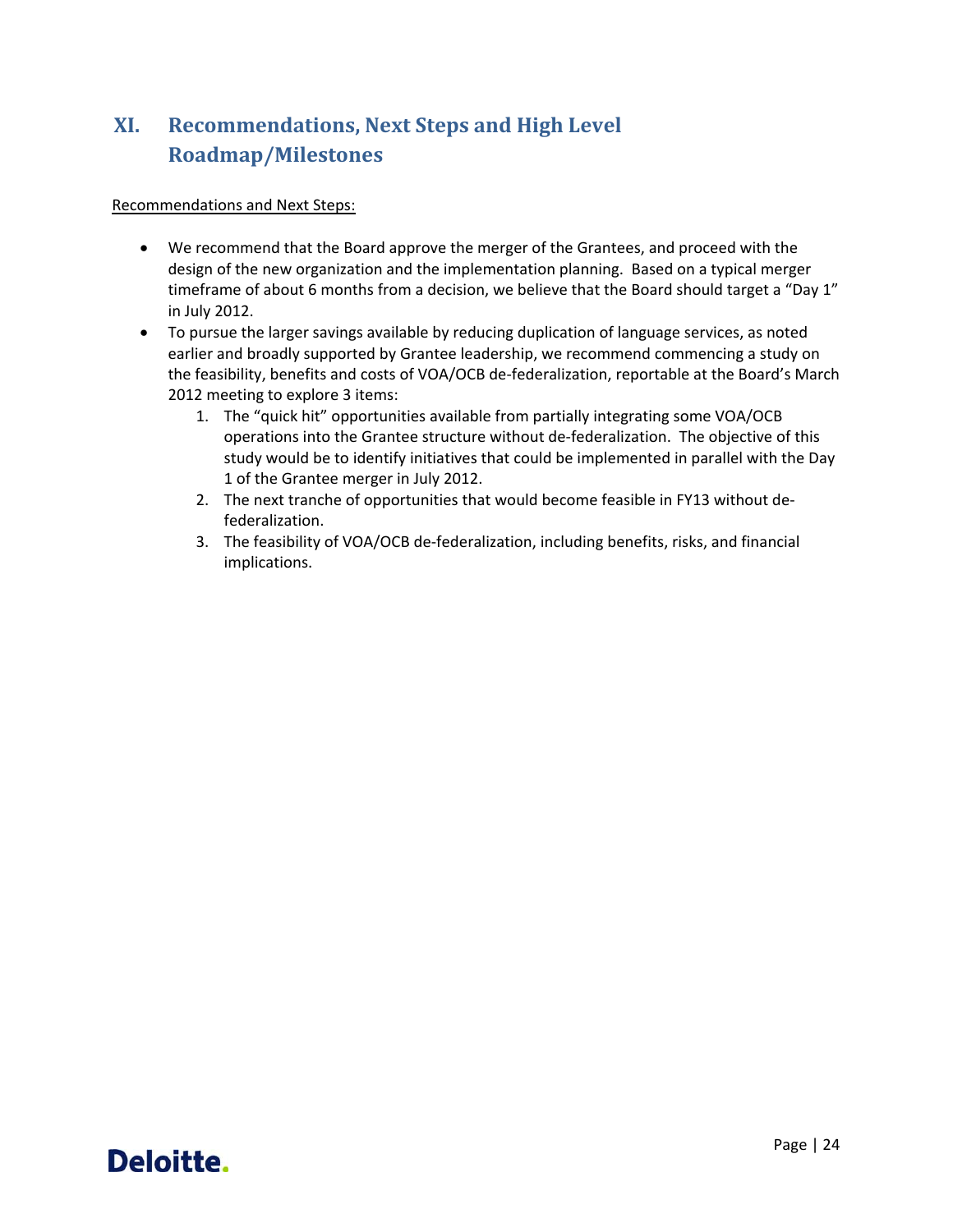## XI. Recommendations, Next Steps and High Level Roadmap/Milestones

Recommendations and Next Steps:

- We recommend that the Board approve the merger of the Grantees, and proceed with the design of the new organization and the implementation planning. Based on a typical merger timeframe of about 6 months from a decision, we believe that the Board should target a "Day 1" in July 2012.
- To pursue the larger savings available by reducing duplication of language services, as noted earlier and broadly supported by Grantee leadership, we recommend commencing a study on the feasibility, benefits and costs of VOA/OCB de-federalization, reportable at the Board's March 2012 meeting to explore 3 items:
    1. The "quick hit" opportunities available from partially integrating some VOA/OCB operations into the Grantee structure without de-federalization. The objective of this study would be to identify initiatives that could be implemented in parallel with the Day 1 of the Grantee merger in July 2012.
    2. The next tranche of opportunities that would become feasible in FY13 without de-federalization.
    3. The feasibility of VOA/OCB de-federalization, including benefits, risks, and financial implications.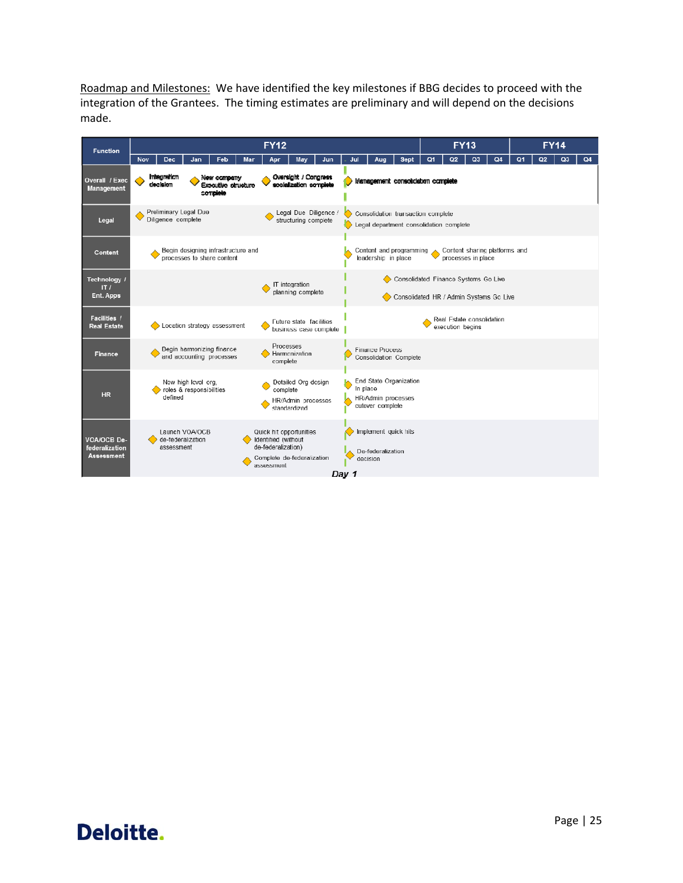Roadmap and Milestones: We have identified the key milestones if BBG decides to proceed with the integration of the Grantees. The timing estimates are preliminary and will depend on the decisions made.

Function

FY12: Nov, Dec, Jan, Feb, Mar, Apr, May, Jun, Jul, Aug, Sept

FY13: Q1, Q2, Q3, Q4

FY14: Q1, Q2, Q3, Q4

Overall / Exec Management
- Integration decision
- New company Executive structure complete
- Oversight / Congress socialization complete
- Management consolidation complete

Legal
- Preliminary Legal Due Diligence complete
- Legal Due Diligence / structuring complete
- Consolidation transaction complete
- Legal department consolidation complete

Content
- Begin designing infrastructure and processes to share content
- Content and programming leadership in place
- Content sharing platforms and processes in place

Technology / IT / Ent. Apps
- IT integration planning complete
- Consolidated Finance Systems Go Live
- Consolidated HR / Admin Systems Go Live

Facilities / Real Estate
- Location strategy assessment
- Future state facilities business case complete
- Real Estate consolidation execution begins

Finance
- Begin harmonizing finance and accounting processes
- Processes Harmonization complete
- Finance Process Consolidation Complete

HR
- New high level org, roles & responsibilities defined
- Detailed Org design complete
- HR/Admin processes standardized
- End State Organization In place
- HR/Admin processes cutover complete

VOA/OCB De-federalization Assessment
- Launch VOA/OCB de-federalization assessment
- Quick hit opportunities identified (without de-federalization)
- Complete de-federalization assessment
- Implement quick hits
- De-federalization decision

Day 1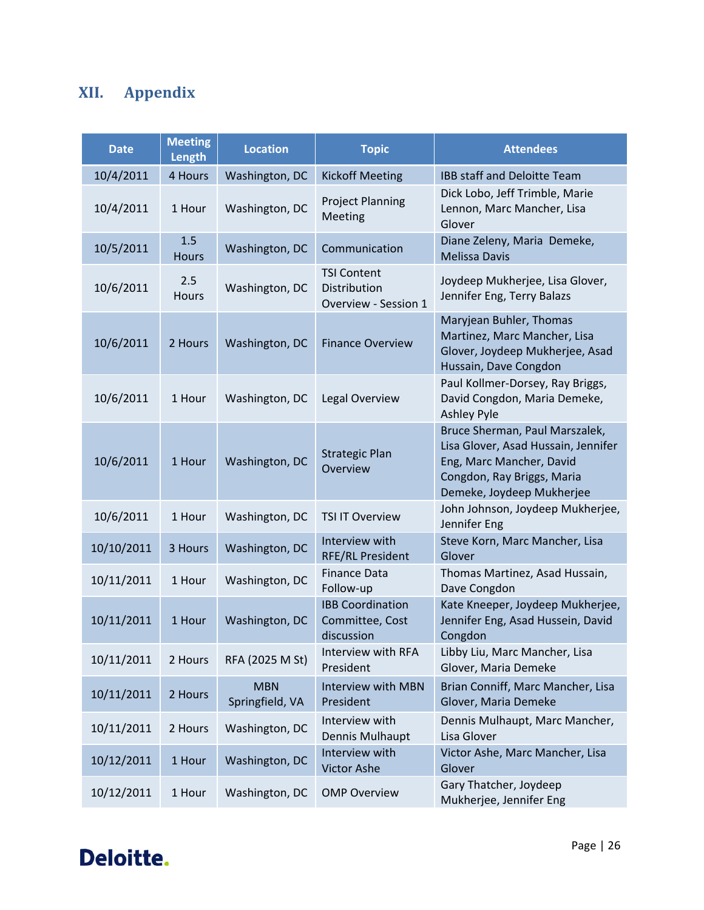# XII. Appendix

| Date | Meeting Length | Location | Topic | Attendees |
|---|---|---|---|---|
| 10/4/2011 | 4 Hours | Washington, DC | Kickoff Meeting | IBB staff and Deloitte Team |
| 10/4/2011 | 1 Hour | Washington, DC | Project Planning Meeting | Dick Lobo, Jeff Trimble, Marie Lennon, Marc Mancher, Lisa Glover |
| 10/5/2011 | 1.5 Hours | Washington, DC | Communication | Diane Zeleny, Maria Demeke, Melissa Davis |
| 10/6/2011 | 2.5 Hours | Washington, DC | TSI Content Distribution Overview - Session 1 | Joydeep Mukherjee, Lisa Glover, Jennifer Eng, Terry Balazs |
| 10/6/2011 | 2 Hours | Washington, DC | Finance Overview | Maryjean Buhler, Thomas Martinez, Marc Mancher, Lisa Glover, Joydeep Mukherjee, Asad Hussain, Dave Congdon |
| 10/6/2011 | 1 Hour | Washington, DC | Legal Overview | Paul Kollmer-Dorsey, Ray Briggs, David Congdon, Maria Demeke, Ashley Pyle |
| 10/6/2011 | 1 Hour | Washington, DC | Strategic Plan Overview | Bruce Sherman, Paul Marszalek, Lisa Glover, Asad Hussain, Jennifer Eng, Marc Mancher, David Congdon, Ray Briggs, Maria Demeke, Joydeep Mukherjee |
| 10/6/2011 | 1 Hour | Washington, DC | TSI IT Overview | John Johnson, Joydeep Mukherjee, Jennifer Eng |
| 10/10/2011 | 3 Hours | Washington, DC | Interview with RFE/RL President | Steve Korn, Marc Mancher, Lisa Glover |
| 10/11/2011 | 1 Hour | Washington, DC | Finance Data Follow-up | Thomas Martinez, Asad Hussain, Dave Congdon |
| 10/11/2011 | 1 Hour | Washington, DC | IBB Coordination Committee, Cost discussion | Kate Kneeper, Joydeep Mukherjee, Jennifer Eng, Asad Hussein, David Congdon |
| 10/11/2011 | 2 Hours | RFA (2025 M St) | Interview with RFA President | Libby Liu, Marc Mancher, Lisa Glover, Maria Demeke |
| 10/11/2011 | 2 Hours | MBN Springfield, VA | Interview with MBN President | Brian Conniff, Marc Mancher, Lisa Glover, Maria Demeke |
| 10/11/2011 | 2 Hours | Washington, DC | Interview with Dennis Mulhaupt | Dennis Mulhaupt, Marc Mancher, Lisa Glover |
| 10/12/2011 | 1 Hour | Washington, DC | Interview with Victor Ashe | Victor Ashe, Marc Mancher, Lisa Glover |
| 10/12/2011 | 1 Hour | Washington, DC | OMP Overview | Gary Thatcher, Joydeep Mukherjee, Jennifer Eng |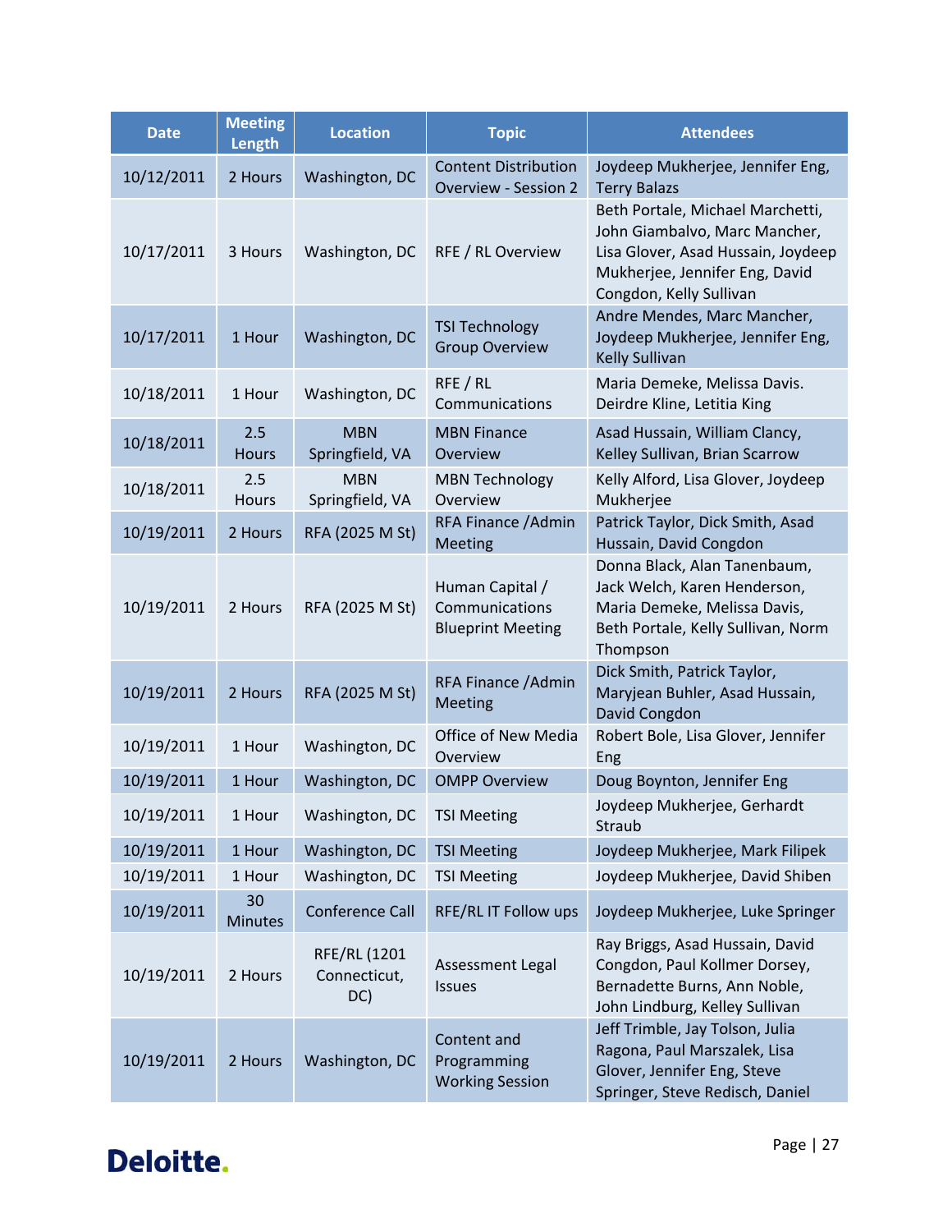| Date | Meeting Length | Location | Topic | Attendees |
|---|---|---|---|---|
| 10/12/2011 | 2 Hours | Washington, DC | Content Distribution Overview - Session 2 | Joydeep Mukherjee, Jennifer Eng, Terry Balazs |
| 10/17/2011 | 3 Hours | Washington, DC | RFE / RL Overview | Beth Portale, Michael Marchetti, John Giambalvo, Marc Mancher, Lisa Glover, Asad Hussain, Joydeep Mukherjee, Jennifer Eng, David Congdon, Kelly Sullivan |
| 10/17/2011 | 1 Hour | Washington, DC | TSI Technology Group Overview | Andre Mendes, Marc Mancher, Joydeep Mukherjee, Jennifer Eng, Kelly Sullivan |
| 10/18/2011 | 1 Hour | Washington, DC | RFE / RL Communications | Maria Demeke, Melissa Davis. Deirdre Kline, Letitia King |
| 10/18/2011 | 2.5 Hours | MBN Springfield, VA | MBN Finance Overview | Asad Hussain, William Clancy, Kelley Sullivan, Brian Scarrow |
| 10/18/2011 | 2.5 Hours | MBN Springfield, VA | MBN Technology Overview | Kelly Alford, Lisa Glover, Joydeep Mukherjee |
| 10/19/2011 | 2 Hours | RFA (2025 M St) | RFA Finance /Admin Meeting | Patrick Taylor, Dick Smith, Asad Hussain, David Congdon |
| 10/19/2011 | 2 Hours | RFA (2025 M St) | Human Capital / Communications Blueprint Meeting | Donna Black, Alan Tanenbaum, Jack Welch, Karen Henderson, Maria Demeke, Melissa Davis, Beth Portale, Kelly Sullivan, Norm Thompson |
| 10/19/2011 | 2 Hours | RFA (2025 M St) | RFA Finance /Admin Meeting | Dick Smith, Patrick Taylor, Maryjean Buhler, Asad Hussain, David Congdon |
| 10/19/2011 | 1 Hour | Washington, DC | Office of New Media Overview | Robert Bole, Lisa Glover, Jennifer Eng |
| 10/19/2011 | 1 Hour | Washington, DC | OMPP Overview | Doug Boynton, Jennifer Eng |
| 10/19/2011 | 1 Hour | Washington, DC | TSI Meeting | Joydeep Mukherjee, Gerhardt Straub |
| 10/19/2011 | 1 Hour | Washington, DC | TSI Meeting | Joydeep Mukherjee, Mark Filipek |
| 10/19/2011 | 1 Hour | Washington, DC | TSI Meeting | Joydeep Mukherjee, David Shiben |
| 10/19/2011 | 30 Minutes | Conference Call | RFE/RL IT Follow ups | Joydeep Mukherjee, Luke Springer |
| 10/19/2011 | 2 Hours | RFE/RL (1201 Connecticut, DC) | Assessment Legal Issues | Ray Briggs, Asad Hussain, David Congdon, Paul Kollmer Dorsey, Bernadette Burns, Ann Noble, John Lindburg, Kelley Sullivan |
| 10/19/2011 | 2 Hours | Washington, DC | Content and Programming Working Session | Jeff Trimble, Jay Tolson, Julia Ragona, Paul Marszalek, Lisa Glover, Jennifer Eng, Steve Springer, Steve Redisch, Daniel |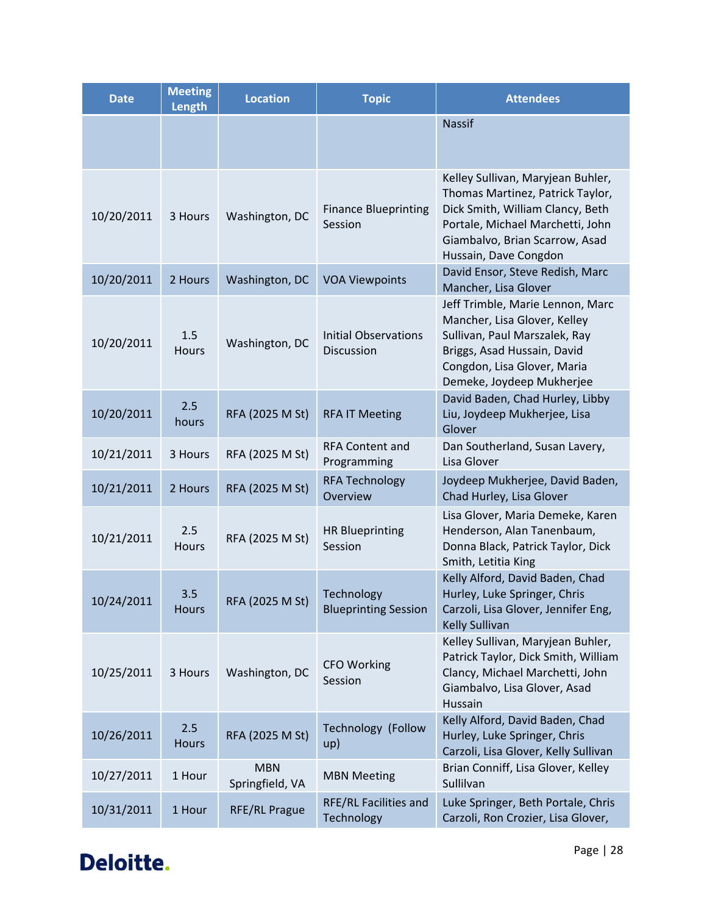| Date | Meeting Length | Location | Topic | Attendees |
|---|---|---|---|---|
| | | | | Nassif |
| 10/20/2011 | 3 Hours | Washington, DC | Finance Blueprinting Session | Kelley Sullivan, Maryjean Buhler, Thomas Martinez, Patrick Taylor, Dick Smith, William Clancy, Beth Portale, Michael Marchetti, John Giambalvo, Brian Scarrow, Asad Hussain, Dave Congdon |
| 10/20/2011 | 2 Hours | Washington, DC | VOA Viewpoints | David Ensor, Steve Redish, Marc Mancher, Lisa Glover |
| 10/20/2011 | 1.5 Hours | Washington, DC | Initial Observations Discussion | Jeff Trimble, Marie Lennon, Marc Mancher, Lisa Glover, Kelley Sullivan, Paul Marszalek, Ray Briggs, Asad Hussain, David Congdon, Lisa Glover, Maria Demeke, Joydeep Mukherjee |
| 10/20/2011 | 2.5 hours | RFA (2025 M St) | RFA IT Meeting | David Baden, Chad Hurley, Libby Liu, Joydeep Mukherjee, Lisa Glover |
| 10/21/2011 | 3 Hours | RFA (2025 M St) | RFA Content and Programming | Dan Southerland, Susan Lavery, Lisa Glover |
| 10/21/2011 | 2 Hours | RFA (2025 M St) | RFA Technology Overview | Joydeep Mukherjee, David Baden, Chad Hurley, Lisa Glover |
| 10/21/2011 | 2.5 Hours | RFA (2025 M St) | HR Blueprinting Session | Lisa Glover, Maria Demeke, Karen Henderson, Alan Tanenbaum, Donna Black, Patrick Taylor, Dick Smith, Letitia King |
| 10/24/2011 | 3.5 Hours | RFA (2025 M St) | Technology Blueprinting Session | Kelly Alford, David Baden, Chad Hurley, Luke Springer, Chris Carzoli, Lisa Glover, Jennifer Eng, Kelly Sullivan |
| 10/25/2011 | 3 Hours | Washington, DC | CFO Working Session | Kelley Sullivan, Maryjean Buhler, Patrick Taylor, Dick Smith, William Clancy, Michael Marchetti, John Giambalvo, Lisa Glover, Asad Hussain |
| 10/26/2011 | 2.5 Hours | RFA (2025 M St) | Technology (Follow up) | Kelly Alford, David Baden, Chad Hurley, Luke Springer, Chris Carzoli, Lisa Glover, Kelly Sullivan |
| 10/27/2011 | 1 Hour | MBN Springfield, VA | MBN Meeting | Brian Conniff, Lisa Glover, Kelley Sulllivan |
| 10/31/2011 | 1 Hour | RFE/RL Prague | RFE/RL Facilities and Technology | Luke Springer, Beth Portale, Chris Carzoli, Ron Crozier, Lisa Glover, |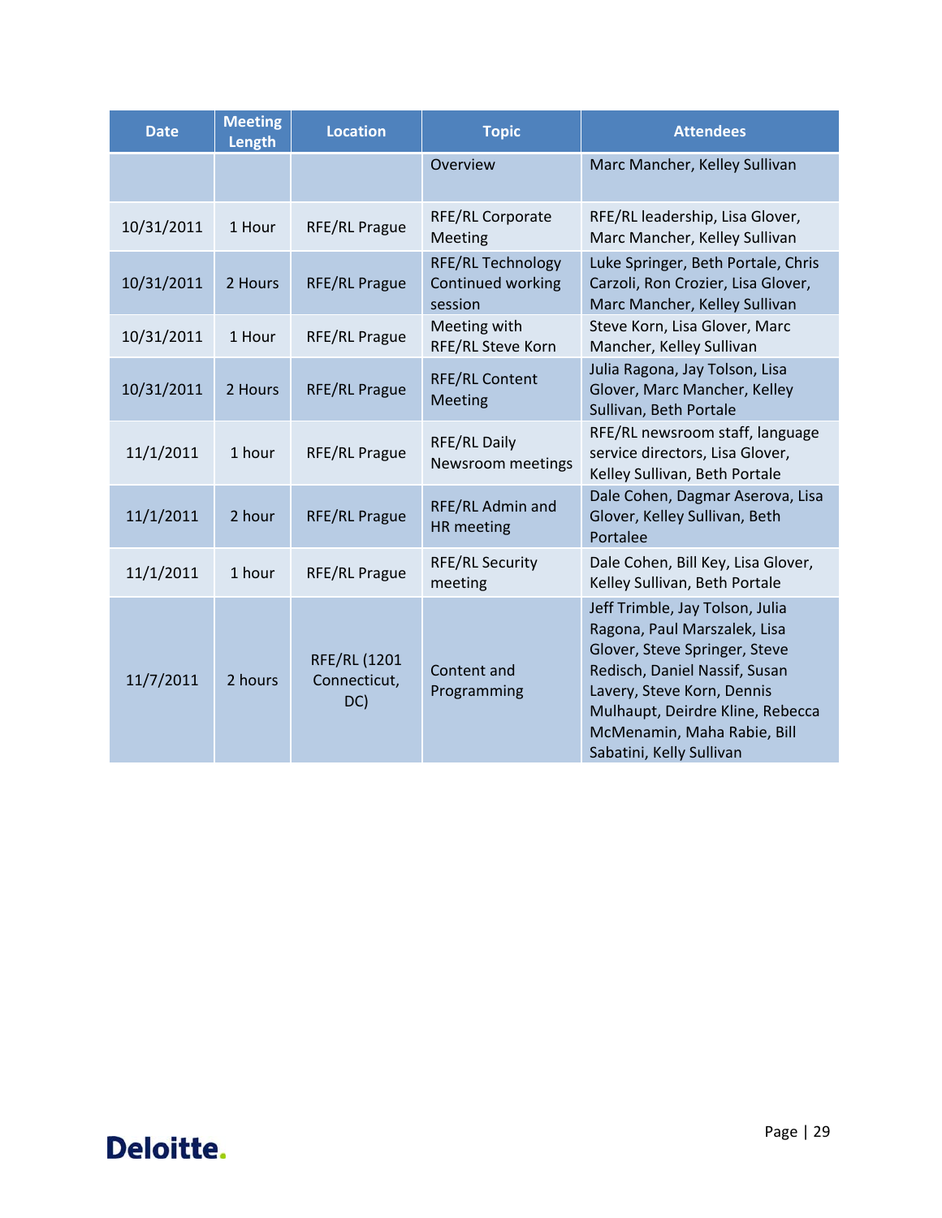| Date | Meeting Length | Location | Topic | Attendees |
|---|---|---|---|---|
| | | | Overview | Marc Mancher, Kelley Sullivan |
| 10/31/2011 | 1 Hour | RFE/RL Prague | RFE/RL Corporate Meeting | RFE/RL leadership, Lisa Glover, Marc Mancher, Kelley Sullivan |
| 10/31/2011 | 2 Hours | RFE/RL Prague | RFE/RL Technology Continued working session | Luke Springer, Beth Portale, Chris Carzoli, Ron Crozier, Lisa Glover, Marc Mancher, Kelley Sullivan |
| 10/31/2011 | 1 Hour | RFE/RL Prague | Meeting with RFE/RL Steve Korn | Steve Korn, Lisa Glover, Marc Mancher, Kelley Sullivan |
| 10/31/2011 | 2 Hours | RFE/RL Prague | RFE/RL Content Meeting | Julia Ragona, Jay Tolson, Lisa Glover, Marc Mancher, Kelley Sullivan, Beth Portale |
| 11/1/2011 | 1 hour | RFE/RL Prague | RFE/RL Daily Newsroom meetings | RFE/RL newsroom staff, language service directors, Lisa Glover, Kelley Sullivan, Beth Portale |
| 11/1/2011 | 2 hour | RFE/RL Prague | RFE/RL Admin and HR meeting | Dale Cohen, Dagmar Aserova, Lisa Glover, Kelley Sullivan, Beth Portalee |
| 11/1/2011 | 1 hour | RFE/RL Prague | RFE/RL Security meeting | Dale Cohen, Bill Key, Lisa Glover, Kelley Sullivan, Beth Portale |
| 11/7/2011 | 2 hours | RFE/RL (1201 Connecticut, DC) | Content and Programming | Jeff Trimble, Jay Tolson, Julia Ragona, Paul Marszalek, Lisa Glover, Steve Springer, Steve Redisch, Daniel Nassif, Susan Lavery, Steve Korn, Dennis Mulhaupt, Deirdre Kline, Rebecca McMenamin, Maha Rabie, Bill Sabatini, Kelly Sullivan |